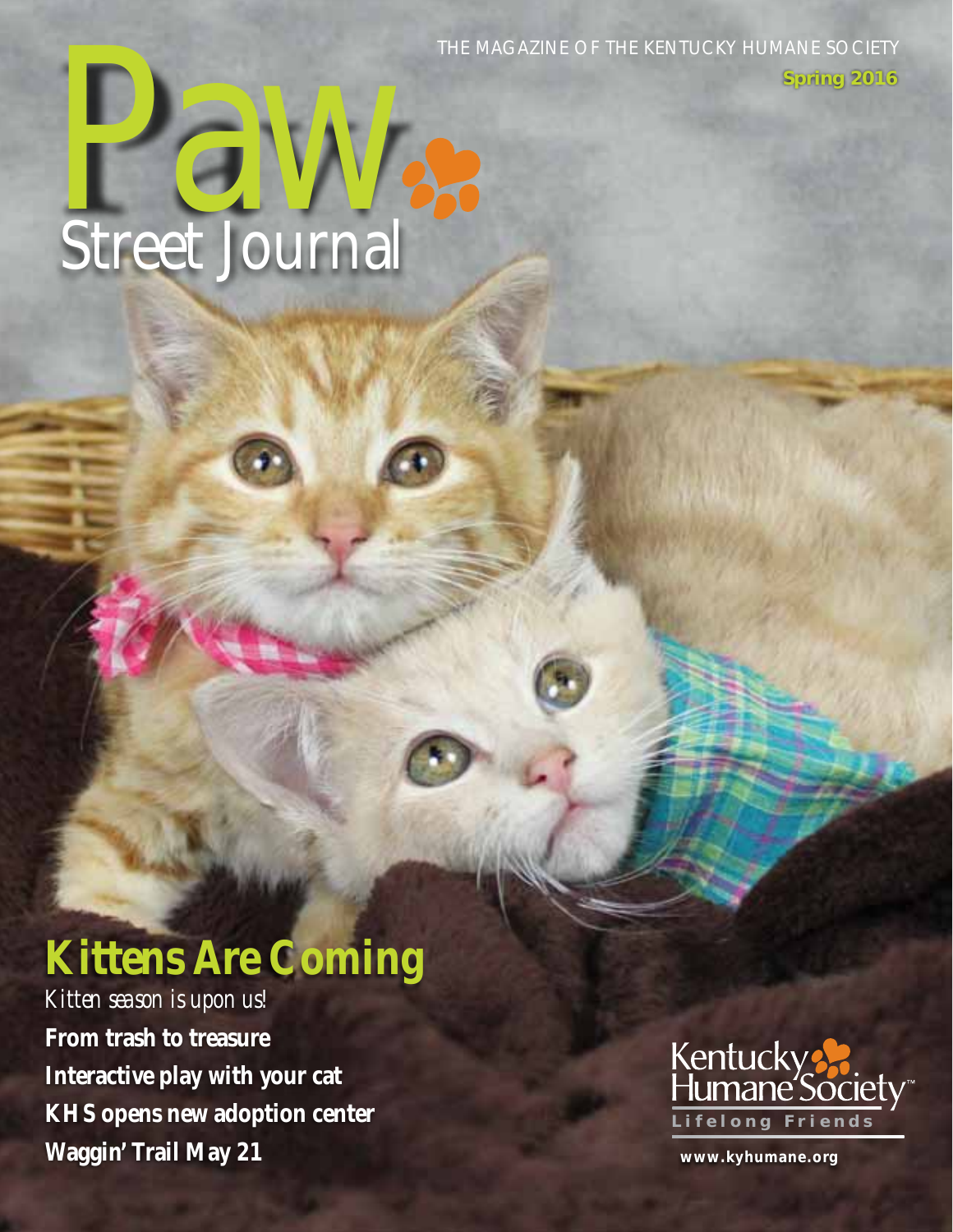THE MAGAZINE OF THE KENTUCKY HUMANE SOCIETY

**Spring 2016**

# Paw Street Journal

## Kittens Are Coming

*Kitten season is upon us!*

**From trash to treasure**

**Interactive play with your cat**

**KHS opens new adoption center**

**Waggin' Trail May 21**

Kentucky Humane Society™

Lifelong Friends

www.kyhumane.org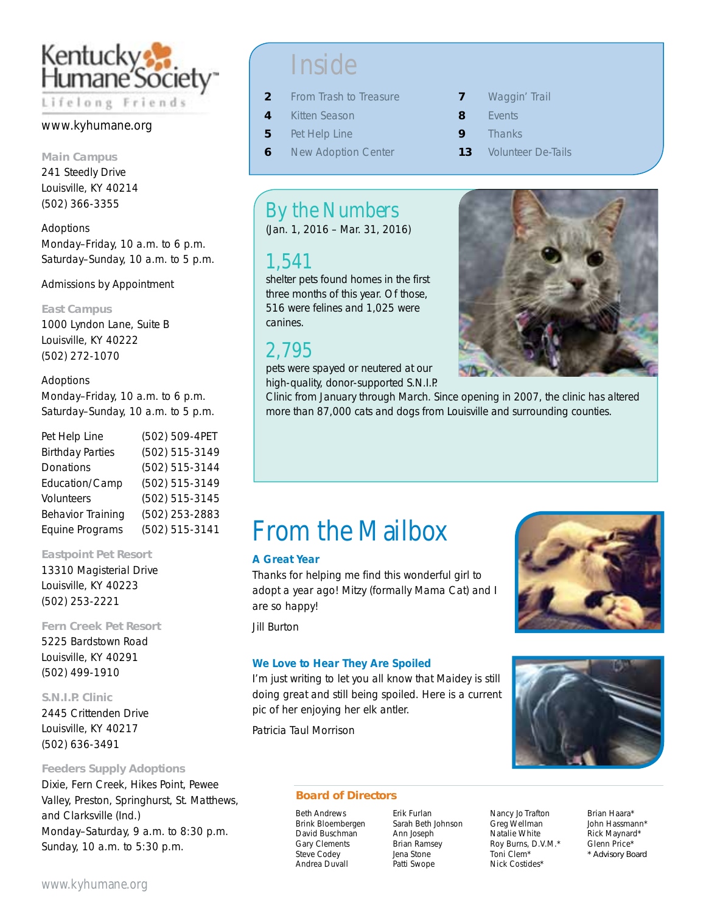Kentucky Humane Society™
Lifelong Friends

www.kyhumane.org

**Main Campus**
241 Steedly Drive
Louisville, KY 40214
(502) 366-3355

Adoptions
Monday–Friday, 10 a.m. to 6 p.m.
Saturday–Sunday, 10 a.m. to 5 p.m.

Admissions by Appointment

**East Campus**
1000 Lyndon Lane, Suite B
Louisville, KY 40222
(502) 272-1070

Adoptions
Monday–Friday, 10 a.m. to 6 p.m.
Saturday–Sunday, 10 a.m. to 5 p.m.

| | |
|---|---|
| Pet Help Line | (502) 509-4PET |
| Birthday Parties | (502) 515-3149 |
| Donations | (502) 515-3144 |
| Education/Camp | (502) 515-3149 |
| Volunteers | (502) 515-3145 |
| Behavior Training | (502) 253-2883 |
| Equine Programs | (502) 515-3141 |

**Eastpoint Pet Resort**
13310 Magisterial Drive
Louisville, KY 40223
(502) 253-2221

**Fern Creek Pet Resort**
5225 Bardstown Road
Louisville, KY 40291
(502) 499-1910

**S.N.I.P. Clinic**
2445 Crittenden Drive
Louisville, KY 40217
(502) 636-3491

**Feeders Supply Adoptions**
Dixie, Fern Creek, Hikes Point, Pewee Valley, Preston, Springhurst, St. Matthews, and Clarksville (Ind.)
Monday–Saturday, 9 a.m. to 8:30 p.m.
Sunday, 10 a.m. to 5:30 p.m.

# Inside

| | | | |
|---|---|---|---|
| **2** | From Trash to Treasure | **7** | Waggin' Trail |
| **4** | Kitten Season | **8** | Events |
| **5** | Pet Help Line | **9** | Thanks |
| **6** | New Adoption Center | **13** | Volunteer De-Tails |

## By the Numbers

(Jan. 1, 2016 – Mar. 31, 2016)

### 1,541

shelter pets found homes in the first three months of this year. Of those, 516 were felines and 1,025 were canines.

### 2,795

pets were spayed or neutered at our high-quality, donor-supported S.N.I.P. Clinic from January through March. Since opening in 2007, the clinic has altered more than 87,000 cats and dogs from Louisville and surrounding counties.

# From the Mailbox

### A Great Year

Thanks for helping me find this wonderful girl to adopt a year ago! Mitzy (formally Mama Cat) and I are so happy!

Jill Burton

### We Love to Hear They Are Spoiled

I'm just writing to let you all know that Maidey is still doing great and still being spoiled. Here is a current pic of her enjoying her elk antler.

Patricia Taul Morrison

## Board of Directors

| | | | |
|---|---|---|---|
| Beth Andrews | Erik Furlan | Nancy Jo Trafton | Brian Haara* |
| Brink Bloembergen | Sarah Beth Johnson | Greg Wellman | John Hassmann* |
| David Buschman | Ann Joseph | Natalie White | Rick Maynard* |
| Gary Clements | Brian Ramsey | Roy Burns, D.V.M.* | Glenn Price* |
| Steve Codey | Jena Stone | Toni Clem* | * Advisory Board |
| Andrea Duvall | Patti Swope | Nick Costides* | |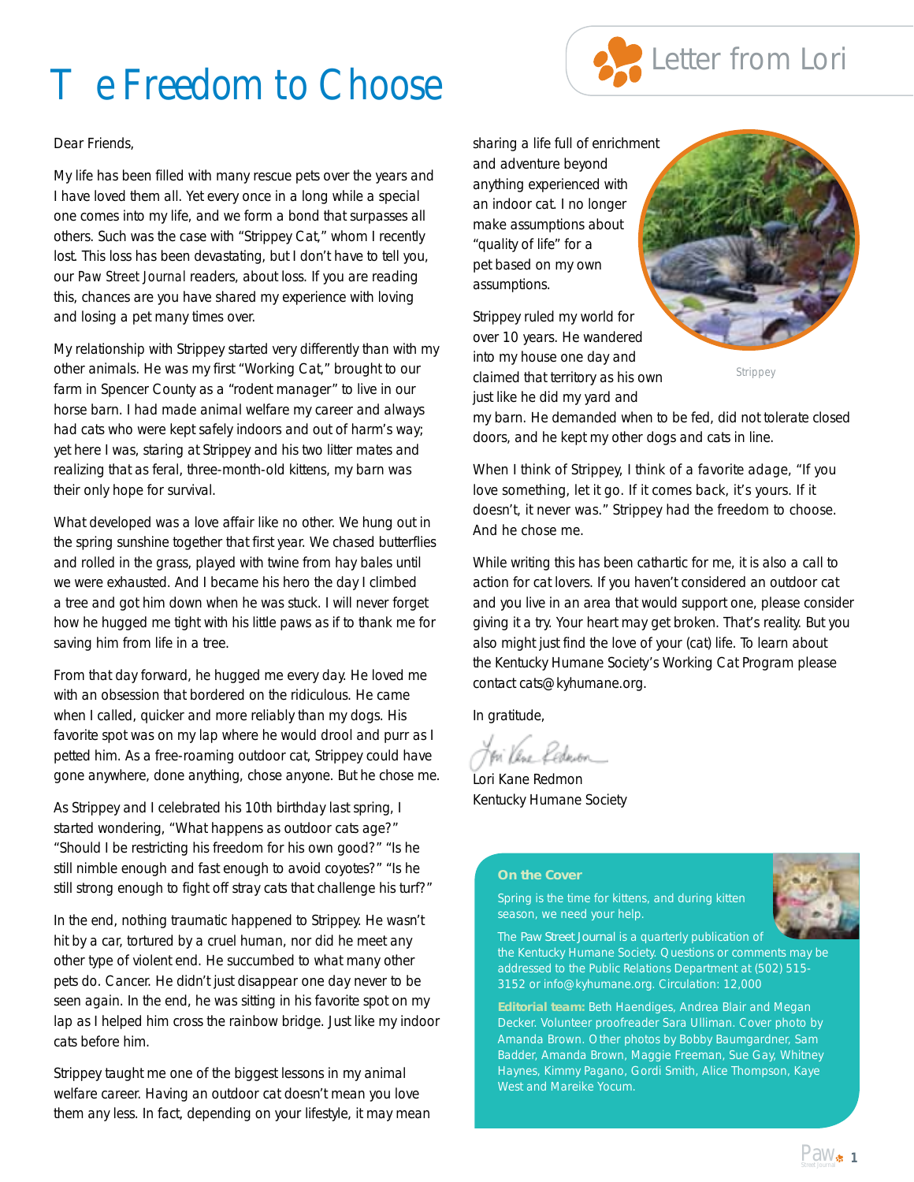# The Freedom to Choose

## Letter from Lori

Dear Friends,

My life has been filled with many rescue pets over the years and I have loved them all. Yet every once in a long while a special one comes into my life, and we form a bond that surpasses all others. Such was the case with "Strippey Cat," whom I recently lost. This loss has been devastating, but I don't have to tell you, our *Paw Street Journal* readers, about loss. If you are reading this, chances are you have shared my experience with loving and losing a pet many times over.

My relationship with Strippey started very differently than with my other animals. He was my first "Working Cat," brought to our farm in Spencer County as a "rodent manager" to live in our horse barn. I had made animal welfare my career and always had cats who were kept safely indoors and out of harm's way; yet here I was, staring at Strippey and his two litter mates and realizing that as feral, three-month-old kittens, my barn was their only hope for survival.

What developed was a love affair like no other. We hung out in the spring sunshine together that first year. We chased butterflies and rolled in the grass, played with twine from hay bales until we were exhausted. And I became his hero the day I climbed a tree and got him down when he was stuck. I will never forget how he hugged me tight with his little paws as if to thank me for saving him from life in a tree.

From that day forward, he hugged me every day. He loved me with an obsession that bordered on the ridiculous. He came when I called, quicker and more reliably than my dogs. His favorite spot was on my lap where he would drool and purr as I petted him. As a free-roaming outdoor cat, Strippey could have gone anywhere, done anything, chose anyone. But he chose me.

As Strippey and I celebrated his 10th birthday last spring, I started wondering, "What happens as outdoor cats age?" "Should I be restricting his freedom for his own good?" "Is he still nimble enough and fast enough to avoid coyotes?" "Is he still strong enough to fight off stray cats that challenge his turf?"

In the end, nothing traumatic happened to Strippey. He wasn't hit by a car, tortured by a cruel human, nor did he meet any other type of violent end. He succumbed to what many other pets do. Cancer. He didn't just disappear one day never to be seen again. In the end, he was sitting in his favorite spot on my lap as I helped him cross the rainbow bridge. Just like my indoor cats before him.

Strippey taught me one of the biggest lessons in my animal welfare career. Having an outdoor cat doesn't mean you love them any less. In fact, depending on your lifestyle, it may mean sharing a life full of enrichment and adventure beyond anything experienced with an indoor cat. I no longer make assumptions about "quality of life" for a pet based on my own assumptions.

Strippey

Strippey ruled my world for over 10 years. He wandered into my house one day and claimed that territory as his own just like he did my yard and my barn. He demanded when to be fed, did not tolerate closed doors, and he kept my other dogs and cats in line.

When I think of Strippey, I think of a favorite adage, "If you love something, let it go. If it comes back, it's yours. If it doesn't, it never was." Strippey had the freedom to choose. And he chose me.

While writing this has been cathartic for me, it is also a call to action for cat lovers. If you haven't considered an outdoor cat and you live in an area that would support one, please consider giving it a try. Your heart may get broken. That's reality. But you also might just find the love of your (cat) life. To learn about the Kentucky Humane Society's Working Cat Program please contact cats@kyhumane.org.

In gratitude,

Lori Kane Redmon
Kentucky Humane Society

---

**On the Cover**

Spring is the time for kittens, and during kitten season, we need your help.

The Paw Street Journal is a quarterly publication of the Kentucky Humane Society. Questions or comments may be addressed to the Public Relations Department at (502) 515-3152 or info@kyhumane.org. Circulation: 12,000

**Editorial team:** Beth Haendiges, Andrea Blair and Megan Decker. Volunteer proofreader Sara Ulliman. Cover photo by Amanda Brown. Other photos by Bobby Baumgardner, Sam Badder, Amanda Brown, Maggie Freeman, Sue Gay, Whitney Haynes, Kimmy Pagano, Gordi Smith, Alice Thompson, Kaye West and Mareike Yocum.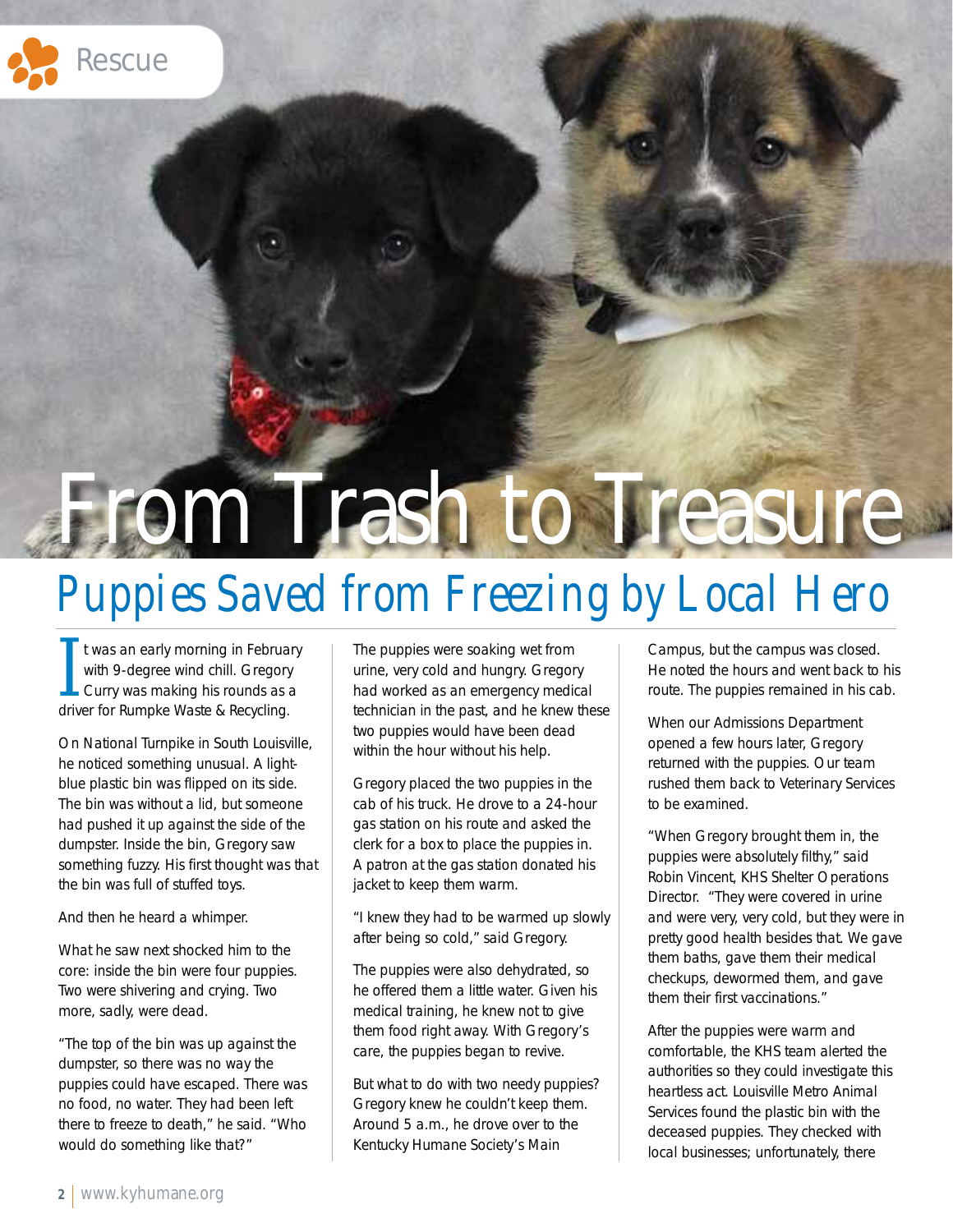Rescue

# From Trash to Treasure

## Puppies Saved from Freezing by Local Hero

It was an early morning in February with 9-degree wind chill. Gregory Curry was making his rounds as a driver for Rumpke Waste & Recycling.

On National Turnpike in South Louisville, he noticed something unusual. A light-blue plastic bin was flipped on its side. The bin was without a lid, but someone had pushed it up against the side of the dumpster. Inside the bin, Gregory saw something fuzzy. His first thought was that the bin was full of stuffed toys.

And then he heard a whimper.

What he saw next shocked him to the core: inside the bin were four puppies. Two were shivering and crying. Two more, sadly, were dead.

"The top of the bin was up against the dumpster, so there was no way the puppies could have escaped. There was no food, no water. They had been left there to freeze to death," he said. "Who would do something like that?"

The puppies were soaking wet from urine, very cold and hungry. Gregory had worked as an emergency medical technician in the past, and he knew these two puppies would have been dead within the hour without his help.

Gregory placed the two puppies in the cab of his truck. He drove to a 24-hour gas station on his route and asked the clerk for a box to place the puppies in. A patron at the gas station donated his jacket to keep them warm.

"I knew they had to be warmed up slowly after being so cold," said Gregory.

The puppies were also dehydrated, so he offered them a little water. Given his medical training, he knew not to give them food right away. With Gregory's care, the puppies began to revive.

But what to do with two needy puppies? Gregory knew he couldn't keep them. Around 5 a.m., he drove over to the Kentucky Humane Society's Main Campus, but the campus was closed. He noted the hours and went back to his route. The puppies remained in his cab.

When our Admissions Department opened a few hours later, Gregory returned with the puppies. Our team rushed them back to Veterinary Services to be examined.

"When Gregory brought them in, the puppies were absolutely filthy," said Robin Vincent, KHS Shelter Operations Director. "They were covered in urine and were very, very cold, but they were in pretty good health besides that. We gave them baths, gave them their medical checkups, dewormed them, and gave them their first vaccinations."

After the puppies were warm and comfortable, the KHS team alerted the authorities so they could investigate this heartless act. Louisville Metro Animal Services found the plastic bin with the deceased puppies. They checked with local businesses; unfortunately, there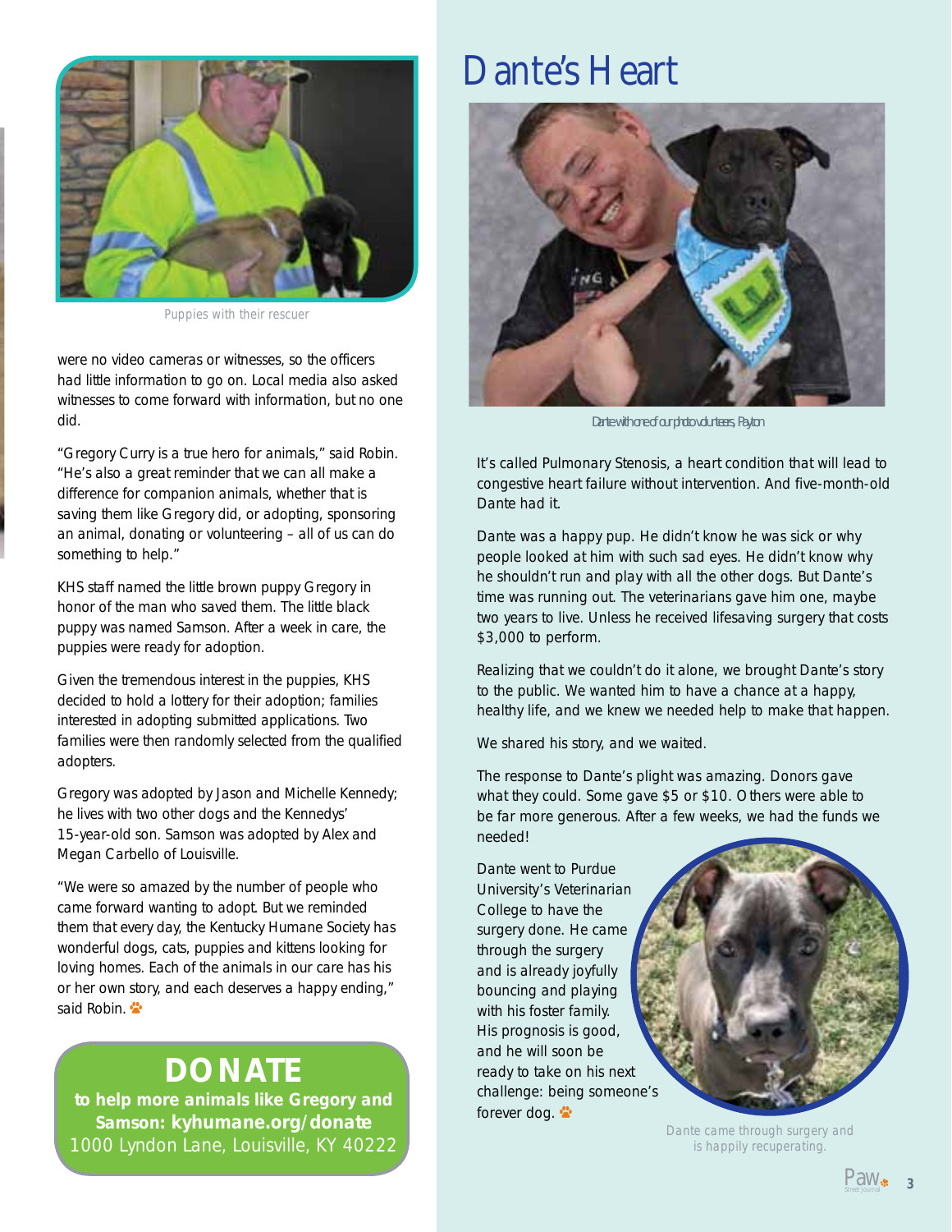Puppies with their rescuer

were no video cameras or witnesses, so the officers had little information to go on. Local media also asked witnesses to come forward with information, but no one did.

"Gregory Curry is a true hero for animals," said Robin. "He's also a great reminder that we can all make a difference for companion animals, whether that is saving them like Gregory did, or adopting, sponsoring an animal, donating or volunteering – all of us can do something to help."

KHS staff named the little brown puppy Gregory in honor of the man who saved them. The little black puppy was named Samson. After a week in care, the puppies were ready for adoption.

Given the tremendous interest in the puppies, KHS decided to hold a lottery for their adoption; families interested in adopting submitted applications. Two families were then randomly selected from the qualified adopters.

Gregory was adopted by Jason and Michelle Kennedy; he lives with two other dogs and the Kennedys' 15-year-old son. Samson was adopted by Alex and Megan Carbello of Louisville.

"We were so amazed by the number of people who came forward wanting to adopt. But we reminded them that every day, the Kentucky Humane Society has wonderful dogs, cats, puppies and kittens looking for loving homes. Each of the animals in our care has his or her own story, and each deserves a happy ending," said Robin.

**DONATE**

**to help more animals like Gregory and Samson: kyhumane.org/donate**

1000 Lyndon Lane, Louisville, KY 40222

# Dante's Heart

Dante with one of our photo volunteers, Payton

It's called Pulmonary Stenosis, a heart condition that will lead to congestive heart failure without intervention. And five-month-old Dante had it.

Dante was a happy pup. He didn't know he was sick or why people looked at him with such sad eyes. He didn't know why he shouldn't run and play with all the other dogs. But Dante's time was running out. The veterinarians gave him one, maybe two years to live. Unless he received lifesaving surgery that costs $3,000 to perform.

Realizing that we couldn't do it alone, we brought Dante's story to the public. We wanted him to have a chance at a happy, healthy life, and we knew we needed help to make that happen.

We shared his story, and we waited.

The response to Dante's plight was amazing. Donors gave what they could. Some gave $5 or $10. Others were able to be far more generous. After a few weeks, we had the funds we needed!

Dante went to Purdue University's Veterinarian College to have the surgery done. He came through the surgery and is already joyfully bouncing and playing with his foster family. His prognosis is good, and he will soon be ready to take on his next challenge: being someone's forever dog.

Dante came through surgery and is happily recuperating.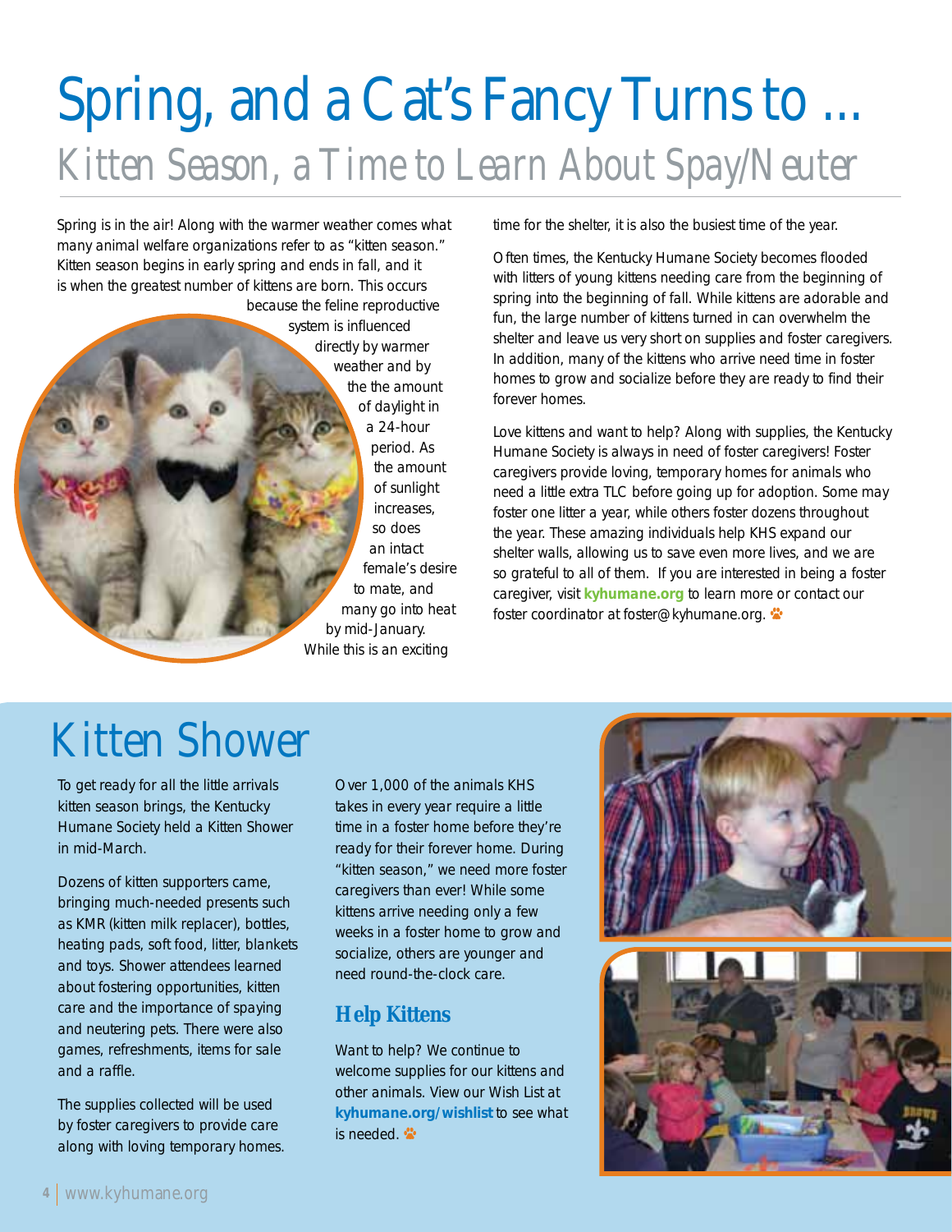# Spring, and a Cat's Fancy Turns to ...

## Kitten Season, a Time to Learn About Spay/Neuter

Spring is in the air! Along with the warmer weather comes what many animal welfare organizations refer to as "kitten season." Kitten season begins in early spring and ends in fall, and it is when the greatest number of kittens are born. This occurs because the feline reproductive system is influenced directly by warmer weather and by the the amount of daylight in a 24-hour period. As the amount of sunlight increases, so does an intact female's desire to mate, and many go into heat by mid-January. While this is an exciting time for the shelter, it is also the busiest time of the year.

Often times, the Kentucky Humane Society becomes flooded with litters of young kittens needing care from the beginning of spring into the beginning of fall. While kittens are adorable and fun, the large number of kittens turned in can overwhelm the shelter and leave us very short on supplies and foster caregivers. In addition, many of the kittens who arrive need time in foster homes to grow and socialize before they are ready to find their forever homes.

Love kittens and want to help? Along with supplies, the Kentucky Humane Society is always in need of foster caregivers! Foster caregivers provide loving, temporary homes for animals who need a little extra TLC before going up for adoption. Some may foster one litter a year, while others foster dozens throughout the year. These amazing individuals help KHS expand our shelter walls, allowing us to save even more lives, and we are so grateful to all of them. If you are interested in being a foster caregiver, visit **kyhumane.org** to learn more or contact our foster coordinator at foster@kyhumane.org.

# Kitten Shower

To get ready for all the little arrivals kitten season brings, the Kentucky Humane Society held a Kitten Shower in mid-March.

Dozens of kitten supporters came, bringing much-needed presents such as KMR (kitten milk replacer), bottles, heating pads, soft food, litter, blankets and toys. Shower attendees learned about fostering opportunities, kitten care and the importance of spaying and neutering pets. There were also games, refreshments, items for sale and a raffle.

The supplies collected will be used by foster caregivers to provide care along with loving temporary homes.

Over 1,000 of the animals KHS takes in every year require a little time in a foster home before they're ready for their forever home. During "kitten season," we need more foster caregivers than ever! While some kittens arrive needing only a few weeks in a foster home to grow and socialize, others are younger and need round-the-clock care.

### Help Kittens

Want to help? We continue to welcome supplies for our kittens and other animals. View our Wish List at **kyhumane.org/wishlist** to see what is needed.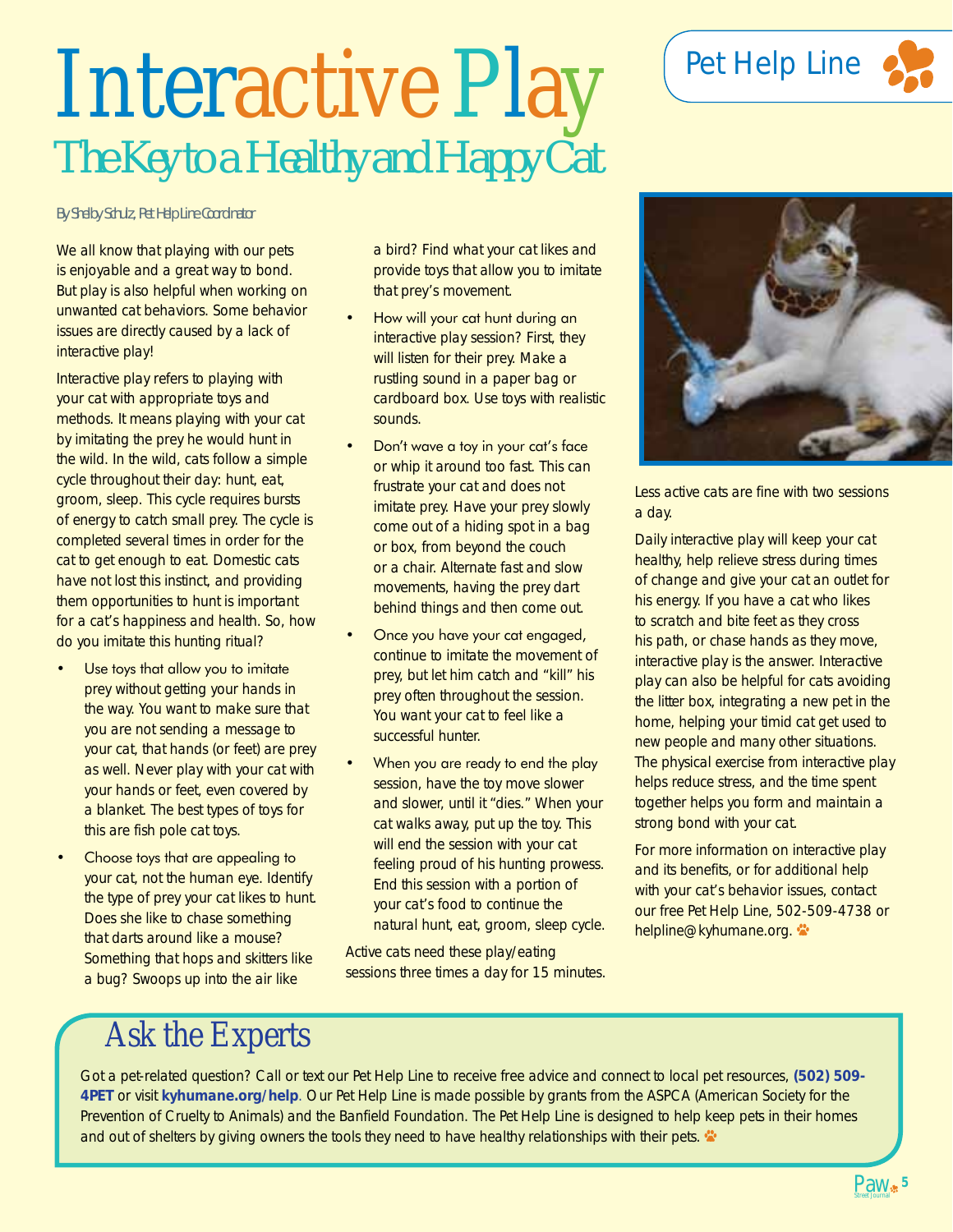Pet Help Line

# Interactive Play

## The Key to a Healthy and Happy Cat

*By Shelby Schulz, Pet Help Line Coordinator*

We all know that playing with our pets is enjoyable and a great way to bond. But play is also helpful when working on unwanted cat behaviors. Some behavior issues are directly caused by a lack of interactive play!

Interactive play refers to playing with your cat with appropriate toys and methods. It means playing with your cat by imitating the prey he would hunt in the wild. In the wild, cats follow a simple cycle throughout their day: hunt, eat, groom, sleep. This cycle requires bursts of energy to catch small prey. The cycle is completed several times in order for the cat to get enough to eat. Domestic cats have not lost this instinct, and providing them opportunities to hunt is important for a cat's happiness and health. So, how do you imitate this hunting ritual?

- Use toys that allow you to imitate prey without getting your hands in the way. You want to make sure that you are not sending a message to your cat, that hands (or feet) are prey as well. Never play with your cat with your hands or feet, even covered by a blanket. The best types of toys for this are fish pole cat toys.
- Choose toys that are appealing to your cat, not the human eye. Identify the type of prey your cat likes to hunt. Does she like to chase something that darts around like a mouse? Something that hops and skitters like a bug? Swoops up into the air like a bird? Find what your cat likes and provide toys that allow you to imitate that prey's movement.
- How will your cat hunt during an interactive play session? First, they will listen for their prey. Make a rustling sound in a paper bag or cardboard box. Use toys with realistic sounds.
- Don't wave a toy in your cat's face or whip it around too fast. This can frustrate your cat and does not imitate prey. Have your prey slowly come out of a hiding spot in a bag or box, from beyond the couch or a chair. Alternate fast and slow movements, having the prey dart behind things and then come out.
- Once you have your cat engaged, continue to imitate the movement of prey, but let him catch and "kill" his prey often throughout the session. You want your cat to feel like a successful hunter.
- When you are ready to end the play session, have the toy move slower and slower, until it "dies." When your cat walks away, put up the toy. This will end the session with your cat feeling proud of his hunting prowess. End this session with a portion of your cat's food to continue the natural hunt, eat, groom, sleep cycle.

Active cats need these play/eating sessions three times a day for 15 minutes. Less active cats are fine with two sessions a day.

Daily interactive play will keep your cat healthy, help relieve stress during times of change and give your cat an outlet for his energy. If you have a cat who likes to scratch and bite feet as they cross his path, or chase hands as they move, interactive play is the answer. Interactive play can also be helpful for cats avoiding the litter box, integrating a new pet in the home, helping your timid cat get used to new people and many other situations. The physical exercise from interactive play helps reduce stress, and the time spent together helps you form and maintain a strong bond with your cat.

For more information on interactive play and its benefits, or for additional help with your cat's behavior issues, contact our free Pet Help Line, 502-509-4738 or helpline@kyhumane.org.

## Ask the Experts

Got a pet-related question? Call or text our Pet Help Line to receive free advice and connect to local pet resources, **(502) 509-4PET** or visit **kyhumane.org/help**. Our Pet Help Line is made possible by grants from the ASPCA (American Society for the Prevention of Cruelty to Animals) and the Banfield Foundation. The Pet Help Line is designed to help keep pets in their homes and out of shelters by giving owners the tools they need to have healthy relationships with their pets.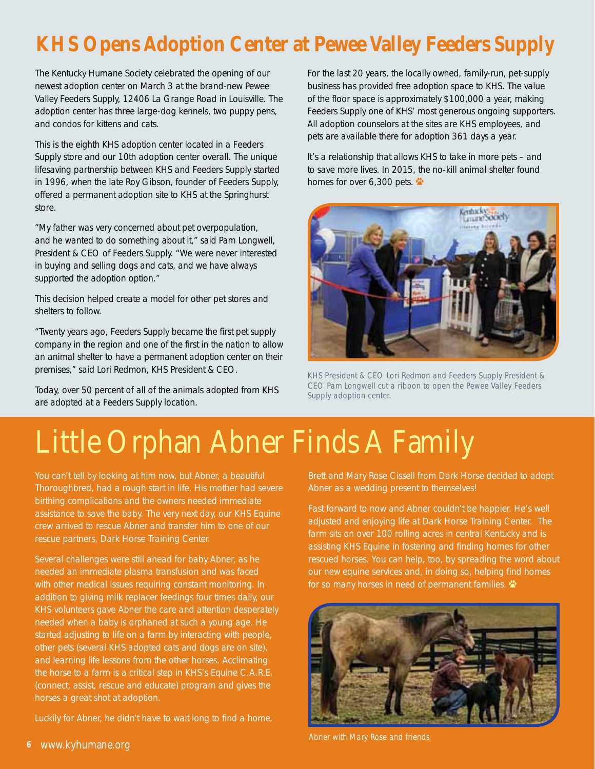# KHS Opens Adoption Center at Pewee Valley Feeders Supply

The Kentucky Humane Society celebrated the opening of our newest adoption center on March 3 at the brand-new Pewee Valley Feeders Supply, 12406 La Grange Road in Louisville. The adoption center has three large-dog kennels, two puppy pens, and condos for kittens and cats.

This is the eighth KHS adoption center located in a Feeders Supply store and our 10th adoption center overall. The unique lifesaving partnership between KHS and Feeders Supply started in 1996, when the late Roy Gibson, founder of Feeders Supply, offered a permanent adoption site to KHS at the Springhurst store.

"My father was very concerned about pet overpopulation, and he wanted to do something about it," said Pam Longwell, President & CEO of Feeders Supply. "We were never interested in buying and selling dogs and cats, and we have always supported the adoption option."

This decision helped create a model for other pet stores and shelters to follow.

"Twenty years ago, Feeders Supply became the first pet supply company in the region and one of the first in the nation to allow an animal shelter to have a permanent adoption center on their premises," said Lori Redmon, KHS President & CEO.

Today, over 50 percent of all of the animals adopted from KHS are adopted at a Feeders Supply location.

For the last 20 years, the locally owned, family-run, pet-supply business has provided free adoption space to KHS. The value of the floor space is approximately $100,000 a year, making Feeders Supply one of KHS' most generous ongoing supporters. All adoption counselors at the sites are KHS employees, and pets are available there for adoption 361 days a year.

It's a relationship that allows KHS to take in more pets – and to save more lives. In 2015, the no-kill animal shelter found homes for over 6,300 pets.

KHS President & CEO Lori Redmon and Feeders Supply President & CEO Pam Longwell cut a ribbon to open the Pewee Valley Feeders Supply adoption center.

# Little Orphan Abner Finds A Family

You can't tell by looking at him now, but Abner, a beautiful Thoroughbred, had a rough start in life. His mother had severe birthing complications and the owners needed immediate assistance to save the baby. The very next day, our KHS Equine crew arrived to rescue Abner and transfer him to one of our rescue partners, Dark Horse Training Center.

Several challenges were still ahead for baby Abner, as he needed an immediate plasma transfusion and was faced with other medical issues requiring constant monitoring. In addition to giving milk replacer feedings four times daily, our KHS volunteers gave Abner the care and attention desperately needed when a baby is orphaned at such a young age. He started adjusting to life on a farm by interacting with people, other pets (several KHS adopted cats and dogs are on site), and learning life lessons from the other horses. Acclimating the horse to a farm is a critical step in KHS's Equine C.A.R.E. (connect, assist, rescue and educate) program and gives the horses a great shot at adoption.

Luckily for Abner, he didn't have to wait long to find a home. Brett and Mary Rose Cissell from Dark Horse decided to adopt Abner as a wedding present to themselves!

Fast forward to now and Abner couldn't be happier. He's well adjusted and enjoying life at Dark Horse Training Center. The farm sits on over 100 rolling acres in central Kentucky and is assisting KHS Equine in fostering and finding homes for other rescued horses. You can help, too, by spreading the word about our new equine services and, in doing so, helping find homes for so many horses in need of permanent families.

Abner with Mary Rose and friends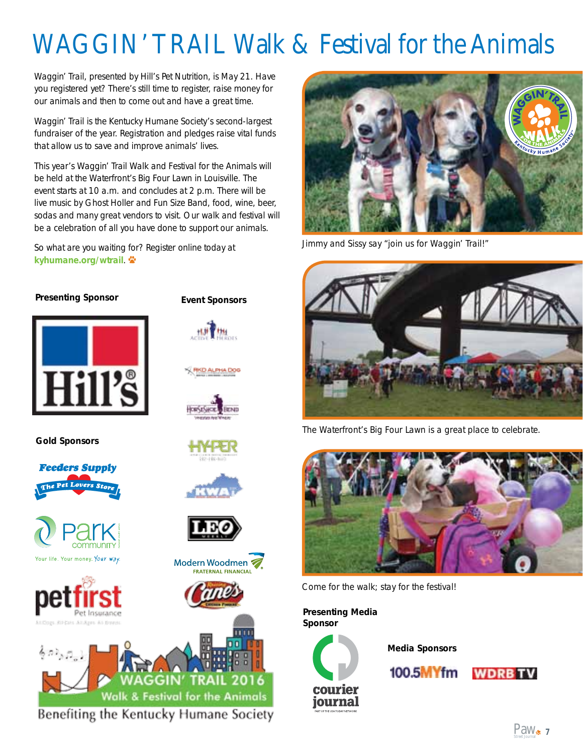# WAGGIN' TRAIL Walk & Festival for the Animals

Waggin' Trail, presented by Hill's Pet Nutrition, is May 21. Have you registered yet? There's still time to register, raise money for our animals and then to come out and have a great time.

Waggin' Trail is the Kentucky Humane Society's second-largest fundraiser of the year. Registration and pledges raise vital funds that allow us to save and improve animals' lives.

This year's Waggin' Trail Walk and Festival for the Animals will be held at the Waterfront's Big Four Lawn in Louisville. The event starts at 10 a.m. and concludes at 2 p.m. There will be live music by Ghost Holler and Fun Size Band, food, wine, beer, sodas and many great vendors to visit. Our walk and festival will be a celebration of all you have done to support our animals.

So what are you waiting for? Register online today at **kyhumane.org/wtrail**.

Jimmy and Sissy say "join us for Waggin' Trail!"

The Waterfront's Big Four Lawn is a great place to celebrate.

Come for the walk; stay for the festival!

**Presenting Sponsor**

Hill's

**Gold Sponsors**

Feeders Supply – The Pet Lovers Store

Park Community – Your life. Your money. Your way.

petfirst Pet Insurance

**Event Sponsors**

Active Heroes

RKD Alpha Dog

Horseshoe Bend

HYPER

KWA

LEO Weekly

Modern Woodmen Fraternal Financial

Raising Cane's

WAGGIN' TRAIL 2016 Walk & Festival for the Animals

Benefiting the Kentucky Humane Society

**Presenting Media Sponsor**

Courier Journal

**Media Sponsors**

100.5 MYfm

WDRB TV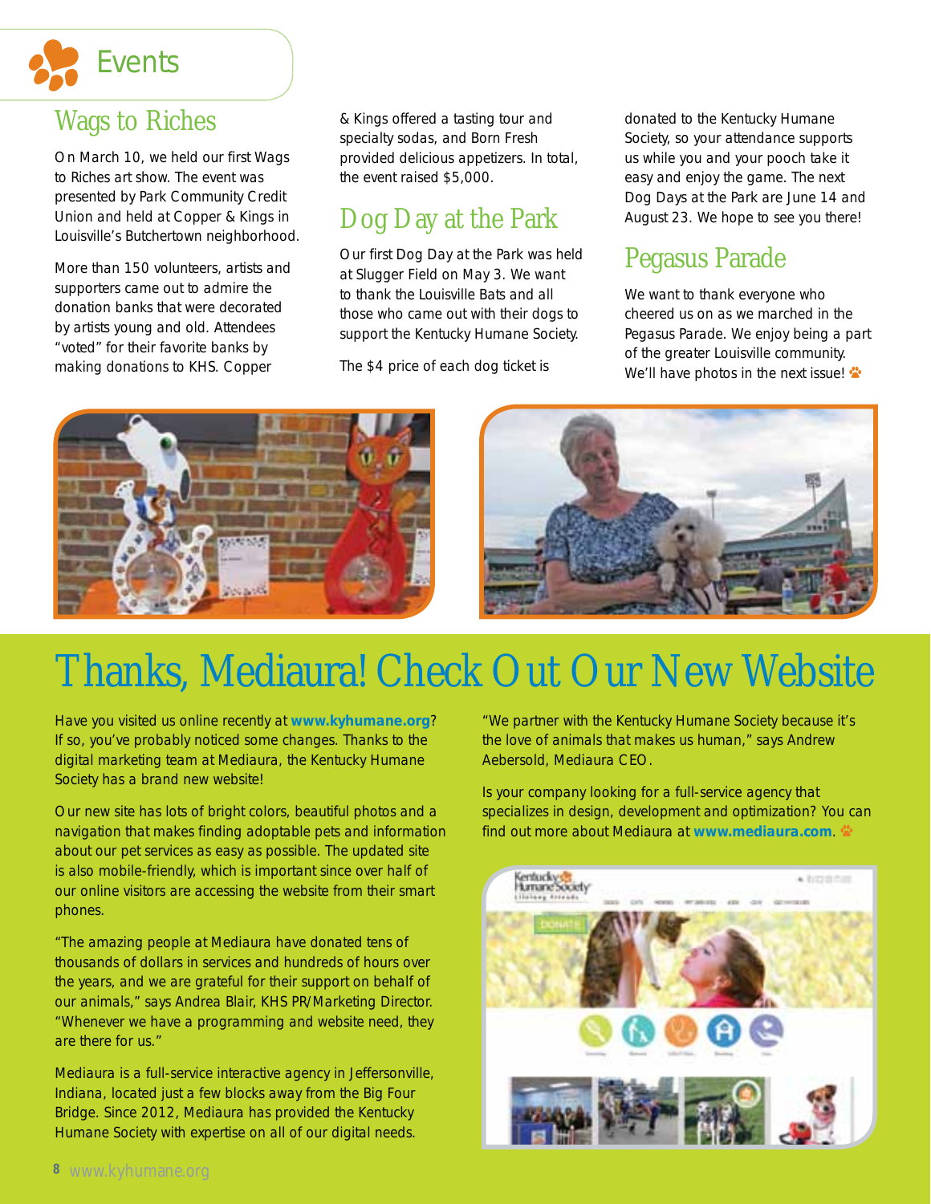# Events

## Wags to Riches

On March 10, we held our first Wags to Riches art show. The event was presented by Park Community Credit Union and held at Copper & Kings in Louisville's Butchertown neighborhood.

More than 150 volunteers, artists and supporters came out to admire the donation banks that were decorated by artists young and old. Attendees "voted" for their favorite banks by making donations to KHS. Copper & Kings offered a tasting tour and specialty sodas, and Born Fresh provided delicious appetizers. In total, the event raised $5,000.

## Dog Day at the Park

Our first Dog Day at the Park was held at Slugger Field on May 3. We want to thank the Louisville Bats and all those who came out with their dogs to support the Kentucky Humane Society.

The $4 price of each dog ticket is donated to the Kentucky Humane Society, so your attendance supports us while you and your pooch take it easy and enjoy the game. The next Dog Days at the Park are June 14 and August 23. We hope to see you there!

## Pegasus Parade

We want to thank everyone who cheered us on as we marched in the Pegasus Parade. We enjoy being a part of the greater Louisville community. We'll have photos in the next issue!

# Thanks, Mediaura! Check Out Our New Website

Have you visited us online recently at **www.kyhumane.org**? If so, you've probably noticed some changes. Thanks to the digital marketing team at Mediaura, the Kentucky Humane Society has a brand new website!

Our new site has lots of bright colors, beautiful photos and a navigation that makes finding adoptable pets and information about our pet services as easy as possible. The updated site is also mobile-friendly, which is important since over half of our online visitors are accessing the website from their smart phones.

"The amazing people at Mediaura have donated tens of thousands of dollars in services and hundreds of hours over the years, and we are grateful for their support on behalf of our animals," says Andrea Blair, KHS PR/Marketing Director. "Whenever we have a programming and website need, they are there for us."

Mediaura is a full-service interactive agency in Jeffersonville, Indiana, located just a few blocks away from the Big Four Bridge. Since 2012, Mediaura has provided the Kentucky Humane Society with expertise on all of our digital needs.

"We partner with the Kentucky Humane Society because it's the love of animals that makes us human," says Andrew Aebersold, Mediaura CEO.

Is your company looking for a full-service agency that specializes in design, development and optimization? You can find out more about Mediaura at **www.mediaura.com**.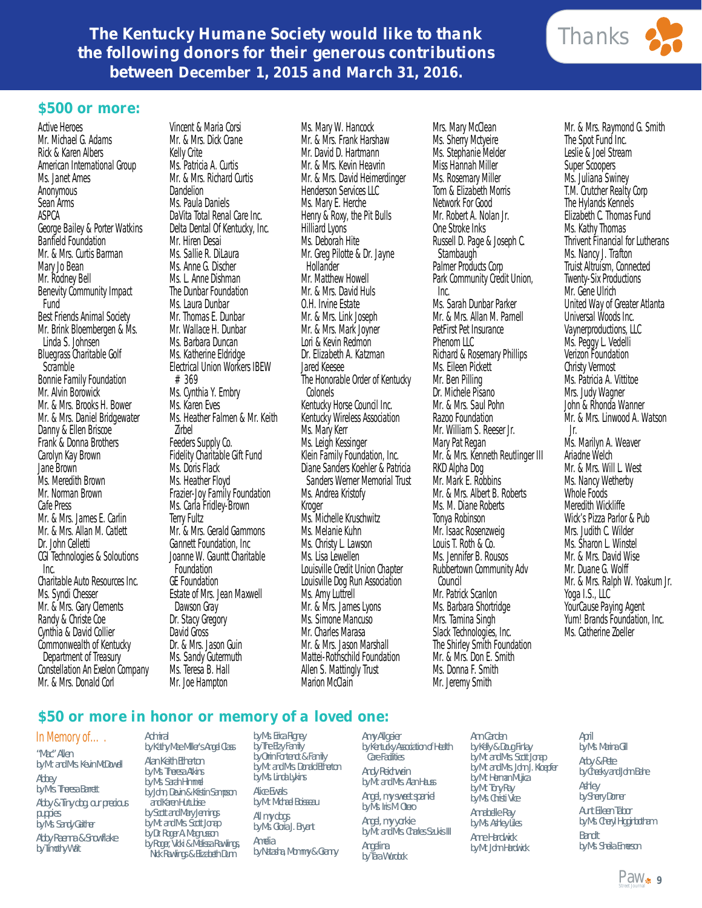**The Kentucky Humane Society would like to thank the following donors for their generous contributions between December 1, 2015 and March 31, 2016.**

Thanks

## $500 or more:

Active Heroes
Mr. Michael G. Adams
Rick & Karen Albers
American International Group
Ms. Janet Ames
Anonymous
Sean Arms
ASPCA
George Bailey & Porter Watkins
Banfield Foundation
Mr. & Mrs. Curtis Barman
Mary Jo Bean
Mr. Rodney Bell
Benevity Community Impact Fund
Best Friends Animal Society
Mr. Brink Bloembergen & Ms. Linda S. Johnsen
Bluegrass Charitable Golf Scramble
Bonnie Family Foundation
Mr. Alvin Borowick
Mr. & Mrs. Brooks H. Bower
Mr. & Mrs. Daniel Bridgewater
Danny & Ellen Briscoe
Frank & Donna Brothers
Carolyn Kay Brown
Jane Brown
Ms. Meredith Brown
Mr. Norman Brown
Cafe Press
Mr. & Mrs. James E. Carlin
Mr. & Mrs. Allan M. Catlett
Dr. John Celletti
CGI Technologies & Soloutions Inc.
Charitable Auto Resources Inc.
Ms. Syndi Chesser
Mr. & Mrs. Gary Clements
Randy & Christe Coe
Cynthia & David Collier
Commonwealth of Kentucky Department of Treasury
Constellation An Exelon Company
Mr. & Mrs. Donald Corl
Vincent & Maria Corsi
Mr. & Mrs. Dick Crane
Kelly Crite
Ms. Patricia A. Curtis
Mr. & Mrs. Richard Curtis
Dandelion
Ms. Paula Daniels
DaVita Total Renal Care Inc.
Delta Dental Of Kentucky, Inc.
Mr. Hiren Desai
Ms. Sallie R. DiLaura
Ms. Anne G. Discher
Ms. L. Anne Dishman
The Dunbar Foundation
Ms. Laura Dunbar
Mr. Thomas E. Dunbar
Mr. Wallace H. Dunbar
Ms. Barbara Duncan
Ms. Katherine Eldridge
Electrical Union Workers IBEW # 369
Ms. Cynthia Y. Embry
Ms. Karen Eves
Ms. Heather Falmen & Mr. Keith Zirbel
Feeders Supply Co.
Fidelity Charitable Gift Fund
Ms. Doris Flack
Ms. Heather Floyd
Frazier-Joy Family Foundation
Ms. Carla Fridley-Brown
Terry Fultz
Mr. & Mrs. Gerald Gammons
Gannett Foundation, Inc
Joanne W. Gauntt Charitable Foundation
GE Foundation
Estate of Mrs. Jean Maxwell Dawson Gray
Dr. Stacy Gregory
David Gross
Dr. & Mrs. Jason Guin
Ms. Sandy Gutermuth
Ms. Teresa B. Hall
Mr. Joe Hampton
Ms. Mary W. Hancock
Mr. & Mrs. Frank Harshaw
Mr. David D. Hartmann
Mr. & Mrs. Kevin Heavrin
Mr. & Mrs. David Heimerdinger
Henderson Services LLC
Ms. Mary E. Herche
Henry & Roxy, the Pit Bulls
Hilliard Lyons
Ms. Deborah Hite
Mr. Greg Pilotte & Dr. Jayne Hollander
Mr. Matthew Howell
Mr. & Mrs. David Huls
O.H. Irvine Estate
Mr. & Mrs. Link Joseph
Mr. & Mrs. Mark Joyner
Lori & Kevin Redmon
Dr. Elizabeth A. Katzman
Jared Keesee
The Honorable Order of Kentucky Colonels
Kentucky Horse Council Inc.
Kentucky Wireless Association
Ms. Mary Kerr
Ms. Leigh Kessinger
Klein Family Foundation, Inc.
Diane Sanders Koehler & Patricia Sanders Werner Memorial Trust
Ms. Andrea Kristofy
Kroger
Ms. Michelle Kruschwitz
Ms. Melanie Kuhn
Ms. Christy L. Lawson
Ms. Lisa Lewellen
Louisville Credit Union Chapter
Louisville Dog Run Association
Ms. Amy Luttrell
Mr. & Mrs. James Lyons
Ms. Simone Mancuso
Mr. Charles Marasa
Mr. & Mrs. Jason Marshall
Mattei-Rothschild Foundation
Allen S. Mattingly Trust
Marion McClain
Mrs. Mary McClean
Ms. Sherry Mctyeire
Ms. Stephanie Melder
Miss Hannah Miller
Ms. Rosemary Miller
Tom & Elizabeth Morris
Network For Good
Mr. Robert A. Nolan Jr.
One Stroke Inks
Russell D. Page & Joseph C. Stambaugh
Palmer Products Corp
Park Community Credit Union, Inc.
Ms. Sarah Dunbar Parker
Mr. & Mrs. Allan M. Parnell
PetFirst Pet Insurance
Phenom LLC
Richard & Rosemary Phillips
Ms. Eileen Pickett
Mr. Ben Pilling
Dr. Michele Pisano
Mr. & Mrs. Saul Pohn
Razoo Foundation
Mr. William S. Reeser Jr.
Mary Pat Regan
Mr. & Mrs. Kenneth Reutlinger III
RKD Alpha Dog
Mr. Mark E. Robbins
Mr. & Mrs. Albert B. Roberts
Ms. M. Diane Roberts
Tonya Robinson
Mr. Isaac Rosenzweig
Louis T. Roth & Co.
Ms. Jennifer B. Rousos
Rubbertown Community Adv Council
Mr. Patrick Scanlon
Ms. Barbara Shortridge
Mrs. Tamina Singh
Slack Technologies, Inc.
The Shirley Smith Foundation
Mr. & Mrs. Don E. Smith
Ms. Donna F. Smith
Mr. Jeremy Smith
Mr. & Mrs. Raymond G. Smith
The Spot Fund Inc.
Leslie & Joel Stream
Super Scoopers
Ms. Juliana Swiney
T.M. Crutcher Realty Corp
The Hylands Kennels
Elizabeth C. Thomas Fund
Ms. Kathy Thomas
Thrivent Financial for Lutherans
Ms. Nancy J. Trafton
Truist Altruism, Connected
Twenty-Six Productions
Mr. Gene Ulrich
United Way of Greater Atlanta
Universal Woods Inc.
Vaynerproductions, LLC
Ms. Peggy L. Vedelli
Verizon Foundation
Christy Vermost
Ms. Patricia A. Vittitoe
Mrs. Judy Wagner
John & Rhonda Wanner
Mr. & Mrs. Linwood A. Watson Jr.
Ms. Marilyn A. Weaver
Ariadne Welch
Mr. & Mrs. Will L. West
Ms. Nancy Wetherby
Whole Foods
Meredith Wickliffe
Wick's Pizza Parlor & Pub
Mrs. Judith C. Wilder
Ms. Sharon L. Winstel
Mr. & Mrs. David Wise
Mr. Duane G. Wolff
Mr. & Mrs. Ralph W. Yoakum Jr.
Yoga I.S., LLC
YourCause Paying Agent
Yum! Brands Foundation, Inc.
Ms. Catherine Zoeller

## $50 or more in honor or memory of a loved one:

### In Memory of...

"Mac" Allen
by Mr. and Ms. Kevin McDowell

Abbey
by Ms. Theresa Barrett

Abby & Tiny dog, our precious puppies
by Ms. Sandy Gaither

Abby Raema & Snowflake
by Timothy Wait

Admiral
by Kathy Mae Miller's Angel Class

Alan Keith Etherton
by Ms. Theresa Atkins
by Ms. Sarah Himmel
by John, Devin & Kristin Sampson and Karen Hutchise
by Scott and Mary Jennings
by Mr. and Ms. Scott Jonap
by Dr. Roger A. Magnusson
by Roger, Vicki & Melissa Rawlings, Nick Rawlings & Elizabeth Dunn
by Ms. Erica Rigney
by The Eby Family
by Orrin Fontenot & Family
by Mr. and Ms. Donald Etherton
by Ms. Linda Lykins

Alice Ewals
by Mr. Michael Boisseau

All my dogs
by Ms. Gloria J. Bryant

Amelia
by Natasha, Mommy & Granny

Amy Allgeier
by Kentucky Association of Health Care Facilities

Andy Reichwein
by Mr. and Ms. Alan Hauss

Angel, my sweet spaniel
by Ms. Iris M Otero

Angel, my yorkie
by Mr. and Ms. Charles Saukis III

Angelina
by Tara Wurdock

Ann Carden
by Kelly & Doug Finlay
by Mr. and Ms. Scott Jonap
by Mr. and Ms. John J. Kloepfer
by Mr. Herman Mujica
by Mr. Tony Ray
by Ms. Christi Vice

Annabelle Ray
by Ms. Ashley Liles

Anne Hardwick
by Mr. John Hardwick

April
by Ms. Marina Gill

Arby & Pete
by Cheeky and John Bahe

Ashley
by Sherry Dorner

Aunt Eileen Tabor
by Ms. Cheryl Higginbotham

Bandit
by Ms. Sheila Emerson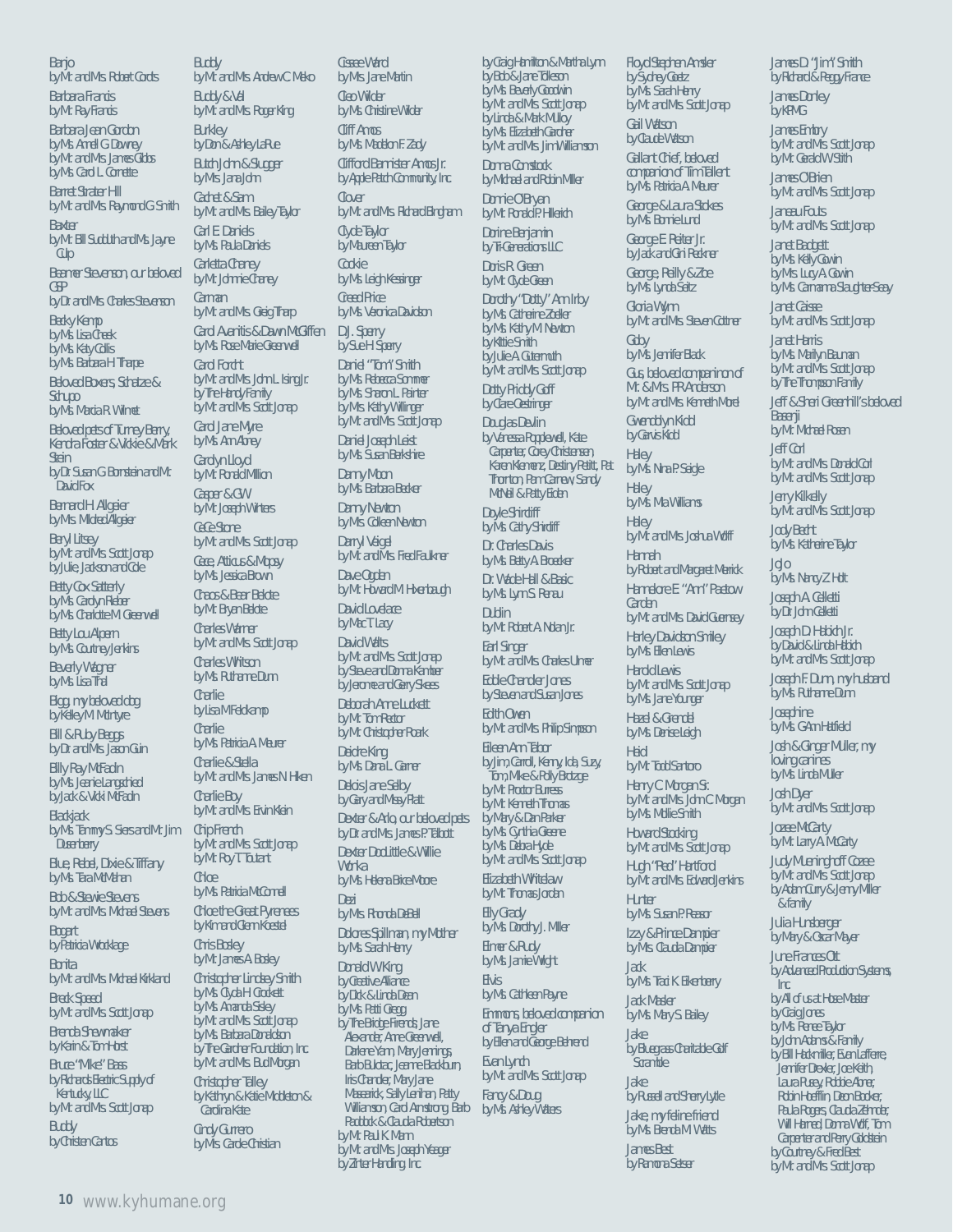Banjo
by Mr. and Mrs. Robert Cords

Barbara Francis
by Mr. Ray Francis

Barbara Jean Gordon
by Ms. Arnell G. Downey
by Mr. and Mrs. James Gibbs
by Ms. Carol L. Cornette

Barret Strater Hill
by Mr. and Mrs. Raymond G. Smith

Baxter
by Mr. Bill Sudduth and Ms. Jayne Culp

Beamer Stevenson, our beloved GSP
by Dr. and Mrs. Charles Stevenson

Becky Kemp
by Ms. Lisa Cheek
by Ms. Katy Collis
by Ms. Barbara H. Thorpe

Beloved Boxers, Schatze & Schupo
by Ms. Marcia R. Wilmet

Beloved pets of Turney Berry, Kendra Foster & Vickie & Mark Stein
by Dr. Susan G. Bornstein and Mr. David Fox

Bernard H. Allgeier
by Mrs. Mildred Allgeier

Beryl Litsey
by Mr. and Mrs. Scott Jonap
by Julie, Jackson and Cole

Betty Cox Satterly
by Ms. Carolyn Rieber
by Ms. Charlotte M. Greenwell

Betty Lou Alpern
by Ms. Courtney Jenkins

Beverly Wagner
by Ms. Lisa Thal

Bigg, my beloved dog
by Kelley M. McIntyre

Bill & Ruby Beggs
by Dr. and Mrs. Jason Guin

Billy Ray McFadin
by Ms. Jeanie Langeheid
by Jack & Vicki McFadin

Blackjack
by Ms. Tammy S. Siers and Mr. Jim Dusenberry

Blue, Rebel, Dixie & Tiffany
by Ms. Tara McMahan

Bob & Stewie Stevens
by Mr. and Mrs. Michael Stevens

Bogart
by Patricia Wooldage

Bonita
by Mr. and Mrs. Michael Kirkland

Break Speed
by Mr. and Mrs. Scott Jonap

Brenda Shewmaker
by Karin & Tom Horst

Bruce "Mike" Bass
by Richards Electric Supply of Kentucky, LLC
by Mr. and Mrs. Scott Jonap

Buddy
by Christen Cantos

Buddy
by Mr. and Mrs. Andrew C. Meko

Buddy & Val
by Mr. and Mrs. Roger King

Burkley
by Don & Ashley LaRue

Butch John & Slugger
by Ms. Jana John

Cachet & Sam
by Mr. and Mrs. Bailey Taylor

Carl E. Daniels
by Ms. Paula Daniels

Carletta Chaney
by Mr. Johnnie Chaney

Carman
by Mr. and Mrs. Greig Tharp

Carol Avenitis & Dawn McGiffen
by Ms. Rose Marie Greenwell

Carol Fordt
by Mr. and Mrs. John L. Ising Jr.
by The Handy Family
by Mr. and Mrs. Scott Jonap

Carol Jane Myre
by Ms. Ann Abney

Carolyn Lloyd
by Mr. Ronald Million

Casper & GW
by Mr. Joseph Winters

CeCe Stone
by Mr. and Mrs. Scott Jonap

Cece, Atticus & Mopsy
by Ms. Jessica Brown

Chaos & Bear Belote
by Mr. Bryan Belote

Charles Warner
by Mr. and Mrs. Scott Jonap

Charles Whitson
by Ms. Ruthanne Dunn

Charlie
by Lisa M. Feldkamp

Charlie
by Ms. Patricia A. Meurer

Charlie & Stella
by Mr. and Mrs. James N. Hiken

Charlie Boy
by Mr. and Mrs. Ervin Klein

Chip French
by Mr. and Mrs. Scott Jonap
by Mr. Roy T. Toutant

Chloe
by Ms. Patricia McConnell

Chloe the Great Pyrenees
by Kim and Glenn Koestel

Chris Bosley
by Mr. James A. Bosley

Christopher Lindsey Smith
by Ms. Clyda H. Crockett
by Ms. Amanda Sisley
by Mr. and Mrs. Scott Jonap
by Ms. Barbara Donaldson
by The Gardner Foundation, Inc.
by Mr. and Mrs. Bud Morgan

Christopher Talley
by Kathryn & Katie Middleton & Carolina Kate

Cindy Guerrero
by Ms. Carole Christian

Cissee Ward
by Mrs. Jane Martin

Cleo Wilder
by Ms. Christine Wilder

Cliff Amos
by Ms. Madelon F. Zady

Clifford Bannister Amos Jr.
by Apple Patch Community, Inc.

Clover
by Mr. and Mrs. Richard Bingham

Clyde Taylor
by Maureen Taylor

Cookie
by Ms. Leigh Kessinger

Creed Price
by Ms. Veronica Davidson

D.J. Sperry
by Sue H. Sperry

Daniel "Tom" Smith
by Ms. Rebecca Sommer
by Ms. Sharon L. Painter
by Mrs. Kathy Willinger
by Mr. and Mrs. Scott Jonap

Daniel Joseph Leist
by Ms. Susan Barkshire

Danny Moon
by Ms. Barbara Becker

Danny Newton
by Mrs. Colleen Newton

Darryl Veigel
by Mr. and Mrs. Fred Faulkner

Dave Ogden
by Mr. Howard M. Hixenbaugh

David Lovelace
by Mac T. Lacy

David Watts
by Mr. and Mrs. Scott Jonap
by Steve and Donna Kamber
by Jerome and Gerry Skees

Deborah Anne Luckett
by Mr. Tom Rector
by Mr. Christopher Roark

Deidre King
by Ms. Dana L. Garner

Delois Jane Selby
by Gary and Missy Piatt

Dexter & Arlo, our beloved pets
by Dr. and Mrs. James P. Talbott

Dexter DooLittle & Willie Wonka
by Ms. Helena Brice Moore

Dezi
by Ms. Rhonda DeBell

Dolores Spillman, my Mother
by Ms. Sarah Henry

Donald W. King
by Creative Alliance
by Dick & Linda Dean
by Ms. Patti Gregg
by The Bridge Friends: Jane Alexander, Anne Greenwell, Darlene Yarn, Mary Jennings, Barb Buldac, Jeanne Blackburn, Iris Chandler, Mary Jane Masearick, Sally Lenihan, Patty Williamson, Carol Armstrong, Barb Paddock & Claudia Robertson
by Mr. Paul K. Mann
by Mr. and Mrs. Joseph Yeager
by Zihter Handling, Inc.

by Craig Hamilton & Martha Lynn
by Bob & Jane Tolleson
by Ms. Beverly Goodwin
by Mr. and Mrs. Scott Jonap
by Linda & Mark Mulloy
by Ms. Elizabeth Gardner
by Mr. and Mrs. Jim Williamson

Donna Comstock
by Michael and Robin Miller

Donnie O'Bryan
by Mr. Ronald P. Hilerich

Dorine Benjamin
by Tri-Generations LLC

Doris R. Green
by Mr. Clyde Green

Dorothy "Dotty" Ann Irby
by Ms. Catherine Zoeller
by Ms. Kathy M. Newton
by Kittie Smith
by Julie A. Gutermuth
by Mr. and Mrs. Scott Jonap

Dotty Priddy Goff
by Clare Oestringer

Douglas Devlin
by Vanessa Popplewell, Kate Carpenter, Corey Christensen, Karen Klemenz, Destiny Petitt, Pat Thornton, Pam Carnew, Sandy McNeil & Patty Eiden

Doyle Shirdiff
by Ms. Cathy Shirdiff

Dr. Charles Davis
by Ms. Betty A. Broecker

Dr. Wade Hall & Basic
by Ms. Lynn S. Renau

Dublin
by Mr. Robert A. Nolan Jr.

Earl Singer
by Mr. and Mrs. Charles Umer

Eddie Chandler Jones
by Steven and Susan Jones

Edith Owen
by Mr. and Mrs. Philip Simpson

Eileen Ann Tabor
by Jim, Caroll, Kerry, Ida, Suzy, Tom, Mike & Polly Brotzge
by Mr. Proctor Burress
by Mr. Kenneth Thomas
by Mary & Dan Parker
by Ms. Cynthia Greene
by Ms. Debra Hyde
by Mr. and Mrs. Scott Jonap

Elizabeth Whitelaw
by Mr. Thomas Jordan

Elly Grady
by Ms. Dorothy J. Miller

Elmer & Rudy
by Ms. Jamie Wright

Elvis
by Ms. Cathleen Payne

Emmons, beloved companion of Tanya Engler
by Ellen and George Behrend

Evan Lynch
by Mr. and Mrs. Scott Jonap

Fancy & Doug
by Ms. Ashley Waters

Floyd Stephen Amsler
by Sydney Goetz
by Ms. Sarah Henry
by Mr. and Mrs. Scott Jonap

Gail Watson
by Claude Watson

Gallant Chief, beloved companion of Tim Tallent
by Ms. Patricia A. Meurer

George & Laura Stokes
by Ms. Bonnie Lund

George E. Reiter Jr.
by Jack and Gini Reckner

George, Reilly & Zoe
by Ms. Lynda Seitz

Gloria Wynn
by Mr. and Mrs. Steven Cottner

Goby
by Ms. Jennifer Black

Gus, beloved companion of Mr. & Mrs. P.R. Anderson
by Mr. and Mrs. Kenneth Morel

Gwendolyn Kidd
by Garvis Kidd

Haley
by Ms. Nina P. Seigle

Haley
by Ms. Mia Williams

Haley
by Mr. and Mrs. Joshua Wolff

Hannah
by Robert and Margaret Merrick

Hannelore E. "Anni" Paetow Garden
by Mr. and Mrs. David Guernsey

Harley Davidson Smiley
by Ms. Ellen Lewis

Harold Lewis
by Mr. and Mrs. Scott Jonap
by Ms. Jane Younger

Hazel & Grendel
by Ms. Denise Leigh

Heidi
by Mr. Todd Santoro

Henry C. Morgan Sr.
by Mr. and Mrs. John C. Morgan
by Ms. Mollie Smith

Howard Stocking
by Mr. and Mrs. Scott Jonap

Hugh "Red" Hartford
by Mr. and Mrs. Edward Jenkins

Hunter
by Ms. Susan P. Reasor

Izzy & Prince Dampier
by Ms. Claudia Dampier

Jack
by Ms. Traci K. Eikenberry

Jack Master
by Ms. Mary S. Bailey

Jake
by Bluegrass Charitable Golf Scramble

Jake
by Russell and Sherry Lytle

Jake, my feline friend
by Ms. Brenda M. Watts

James Best
by Ramona Setser

James D. "Jim" Smith
by Richard & Peggy France

James Donley
by KPMG

James Embry
by Mr. and Mrs. Scott Jonap
by Mr. Gerald W. Stith

James O'Brien
by Mr. and Mrs. Scott Jonap

Janeau Fouts
by Mr. and Mrs. Scott Jonap

Janet Badgett
by Ms. Kelly Gowin
by Ms. Lucy A. Gowin
by Ms. Carmanna Slaughter-Seay

Janet Geisse
by Mr. and Mrs. Scott Jonap

Janet Harris
by Ms. Marilyn Bauman
by Mr. and Mrs. Scott Jonap
by The Thompson Family

Jeff & Sheri Greenhill's beloved Basenji
by Mr. Michael Rosen

Jeff Carl
by Mr. and Mrs. Donald Carl
by Mr. and Mrs. Scott Jonap

Jerry Kilkelly
by Mr. and Mrs. Scott Jonap

Jody Bacht
by Ms. Katherine Taylor

JoJo
by Ms. Nancy Z. Holt

Joseph A. Celletti
by Dr. John Celletti

Joseph D. Habich Jr.
by David & Linda Habich
by Mr. and Mrs. Scott Jonap

Joseph F. Dunn, my husband
by Ms. Ruthanne Dunn

Josephine
by Ms. G. Ann Hatfield

Josh & Ginger Muller, my loving canines
by Ms. Linda Muller

Josh Dyer
by Mr. and Mrs. Scott Jonap

Josee McCarty
by Mr. Larry A. McCarty

Judy Mueninghoff Cozee
by Mr. and Mrs. Scott Jonap
by Adam Curry & Jenny Miller & family

Julia Hunsberger
by Mary & Oscar Mayer

June Frances Ott
by Advanced Production Systems, Inc.
by All of us at Hose Master
by Craig Jones
by Ms. Renee Taylor
by John Adams & Family
by Bill Hackmiller, Evan Lafferre, Jennifer Drexler, Joe Keith, Laura Pusey, Robbie Abner, Robin Hoefflin, Deon Booker, Paula Rogers, Claudia Zehnder, Will Hamed, Donna Wolf, Tom Carpenter and Perry Goldstein
by Courtney & Fred Best
by Mr. and Mrs. Scott Jonap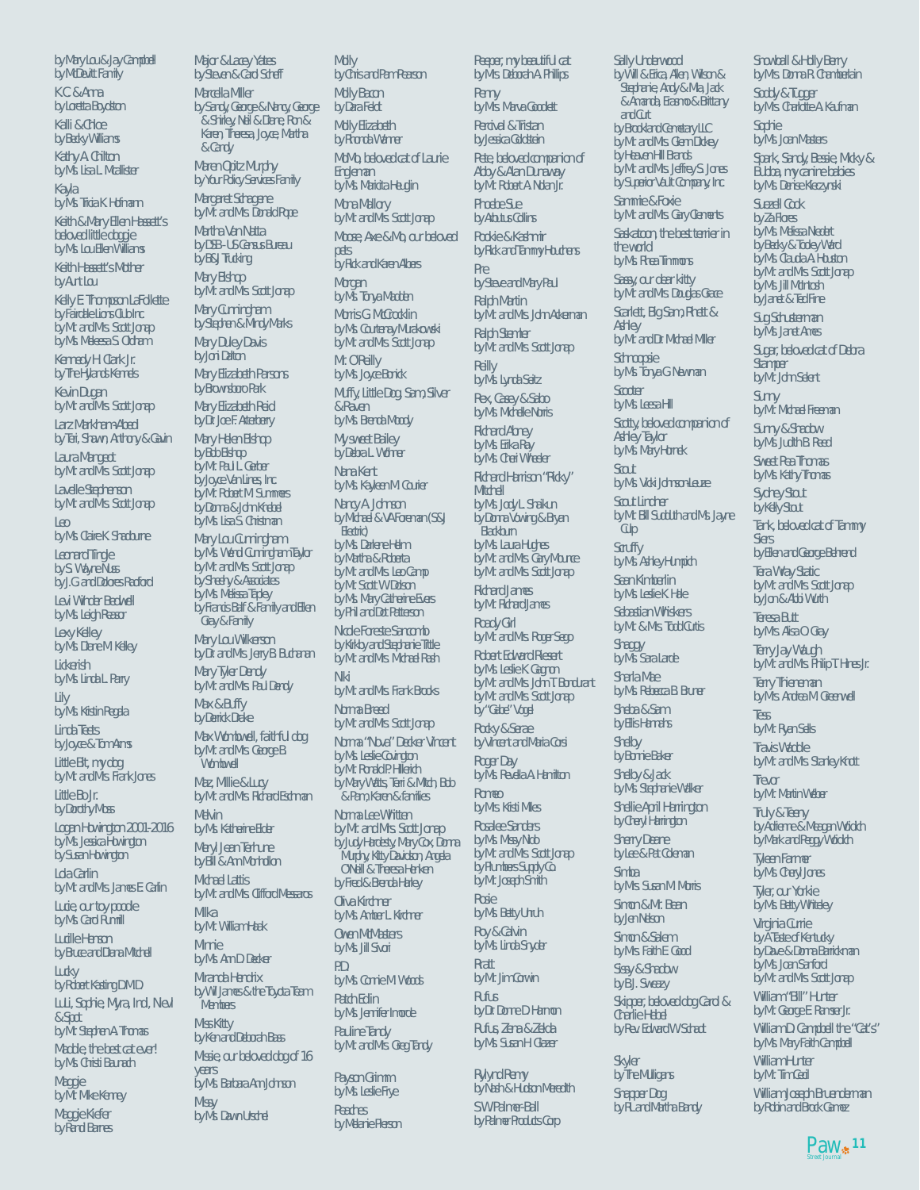by Mary Lou & Jay Campbell
by McDevitt Family

K.C. & Anna
by Loretta Boydston

Kalli & Chloe
by Becky Williams

Kathy A. Chilton
by Ms. Lisa L. Mcallister

Kayla
by Ms. Tricia K. Hofmann

Keith & Mary Ellen Hassett's beloved little doggie
by Ms. Lou Ellen Williams

Keith Hassett's Mother
by Aunt Lou

Kelly E. Thompson LaFollette
by Fairdale Lions Club Inc.
by Mr. and Ms. Scott Jonap
by Ms. Makessa S. Oldham

Kennedy H. Clark Jr.
by The Hylands Kennels

Kevin Dugan
by Mr. and Ms. Scott Jonap

Larz Markham Abeel
by Teri, Shawn, Anthony & Gavin

Laura Mangeot
by Mr. and Ms. Scott Jonap

Lavelle Stephenson
by Mr. and Ms. Scott Jonap

Leo
by Ms. Claire K. Shadburne

Leonard Tingle
by S. Wayne Nuss
by J.G. and Dolores Pacford

Levi Winder Bedwell
by Ms. Leigh Reasor

Lexy Kelley
by Ms. Diane M. Kelley

Lickerish
by Ms. Linda L. Parry

Lily
by Ms. Kristin Regala

Linda Teets
by Joyce & Tom Arms

Little Bit, my dog
by Mr. and Ms. Frank Jones

Little Bo Jr.
by Dorothy Moss

Logan Howington 2001-2016
by Ms. Jessica Howington
by Susan Howington

Lola Carlin
by Mr. and Ms. James E. Carlin

Lucie, our toy poodle
by Ms. Carol Rumrill

Lucille Henson
by Bruce and Diana Mitchell

Lucky
by Robert Kesling DMD

LuLi, Sophie, Myra, Ind, Neal & Spot
by Mr. Stephen A. Thomas

Maddie, the best cat ever!
by Ms. Christi Baunach

Maggie
by Mr. Mike Kenney

Maggie Kiefer
by Rand Barnes

Major & Lacey Yates
by Steven & Carol Scheff

Marcella Miller
by Sandy, George & Nancy, George & Shirley, Neil & Diane, Ron & Karen, Theresa, Joyce, Martha & Candy

Maren Opitz Murphy
by Your Policy Services Family

Margaret Schagene
by Mr. and Ms. Donald Pope

Martha Van Natta
by DSB - US Census Bureau
by B&J Trucking

Mary Bishop
by Mr. and Ms. Scott Jonap

Mary Cunningham
by Stephen & Mindy Marks

Mary Duley Davis
by Joni Dalton

Mary Elizabeth Parsons
by Brownsboro Park

Mary Elizabeth Reid
by Dr. Joe F. Atterberry

Mary Helen Bishop
by Bob Bishop
by Mr. Paul L. Gerber
by Joyce Van Lines, Inc.
by Mr. Robert M. Summers
by Donna & John Knebel
by Ms. Lisa S. Christman

Mary Lou Cunningham
by Ms. Wendi Cunningham Taylor
by Mr. and Ms. Scott Jonap
by Sheehy & Associates
by Ms. Melissa Tapley
by Francis Balf & Family and Ellen Gray & Family

Mary Lou Wilkerson
by Dr. and Ms. Jerry B. Buchanan

Mary Tyler Dendy
by Mr. and Ms. Paul Dendy

Max & Buffy
by Derrick Dicke

Max Womblewell, faithful dog
by Mr. and Ms. George B. Womblewell

Max, Millie & Lucy
by Mr. and Ms. Richard Eschman

Melvin
by Ms. Katharine Elder

Meryl Jean Terhune
by Bill & Ann Monhollon

Michael Lattis
by Mr. and Ms. Clifford Messaros

Milka
by Mr. William Hack

Minnie
by Ms. Ann D. Decker

Miranda Hendrix
by Will James & the Toyota Team Members

Miss Kitty
by Ken and Deborah Bass

Missie, our beloved dog of 16 years
by Ms. Barbara Ann Johnson

Missy
by Ms. Dawn Urschel

Molly
by Chris and Pam Pearson

Molly Bacon
by Dara Feldt

Molly Elizabeth
by Rhonda Warner

MoMo, beloved cat of Laurie Engleman
by Ms. Marcita Haughn

Mona Mallory
by Mr. and Ms. Scott Jonap

Moose, Axe & Mo, our beloved pets
by Rick and Karen Albers

Morgan
by Ms. Tonya Madden

Morris G. McCrocklin
by Ms. Courtenay Murakowski
by Mr. and Ms. Scott Jonap

Mr. O'Reilly
by Ms. Joyce Bonick

Muffy, Little Dog, Sam, Silver & Raven
by Ms. Brenda Moody

My sweet Bailey
by Debra L. Widmer

Nana Kent
by Ms. Kayleen M. Courier

Nancy A. Johnson
by Michael & VA Foreman (S&J Electric)
by Ms. Darlene Helm
by Martha & Roberta
by Mr. and Ms. Leo Camp
by Mr. Scott W. Dotson
by Ms. Mary Catherine Evers
by Phil and Dot Patterson

Nicole Foreste Sancomb
by Kirkby and Stephanie Tittle
by Mr. and Ms. Michael Rash

Niki
by Mr. and Ms. Frank Brooks

Norma Breed
by Mr. and Ms. Scott Jonap

Norma "Novel" Decker Vincent
by Ms. Leslie Covington
by Mr. Ronald P. Hillerich
by Mary Watts, Terri & Mitch, Bob & Pam, Karen & families

Norma Lee Whitten
by Mr. and Mrs. Scott Jonap
by Judy Hardesty, Mary Cox, Donna Murphy, Kitty Davidson, Angela O'Neill & Theresa Henken
by Fred & Brenda Hatley

Olivia Kirchner
by Ms. Amber L. Kirchner

Owen McMasters
by Ms. Jill Sivori

P.D.
by Ms. Connie M. Woods

Patch Edlin
by Ms. Jennifer Inmonde

Pauline Tandy
by Mr. and Ms. Greg Tandy

Payson Grimm
by Ms. Leslie Frye

Peaches
by Melanie Pierson

Peeper, my beautiful cat
by Ms. Deborah A. Phillips

Penny
by Ms. Marva Goodlett

Percival & Tristan
by Jessica Goldstein

Pete, beloved companion of Abby & Alan Dunaway
by Mr. Robert A. Nolan Jr.

Phoebe Sue
by Arbutus Collins

Pookie & Kashmir
by Rick and Tammy Houchens

Pre
by Steve and Mary Paul

Ralph Martin
by Mr. and Ms. John Ackerman

Ralph Stemler
by Mr. and Ms. Scott Jonap

Reilly
by Ms. Lynda Seitz

Rex, Casey & Sabo
by Ms. Michelle Norris

Richard Abney
by Ms. Erika Ray
by Ms. Cheri Wheeler

Richard Harrison "Ricky" Mitchell
by Ms. Jody L. Shaikun
by Donna Vowing & Bryan Blackburn
by Ms. Laura Hughes
by Mr. and Ms. Gary Mounce
by Mr. and Ms. Scott Jonap

Richard James
by Mr. Richard James

Roady Girl
by Mr. and Ms. Roger Sego

Robert Edward Riesert
by Ms. Leslie K. Gagnon
by Mr. and Ms. John T. Bondurant
by Mr. and Ms. Scott Jonap
by "Gabe" Vogel

Rocky & Sarae
by Vincent and Maria Corsi

Roger Day
by Ms. Revella A. Hamilton

Romeo
by Ms. Kristi Miles

Rosalee Sanders
by Ms. Missy Nob
by Mr. and Ms. Scott Jonap
by Plumbers Supply Co.
by Mr. Joseph Smith

Rosie
by Ms. Betty Unruh

Roy & Calvin
by Ms. Linda Snyder

Rratt
by Mr. Jim Corwin

Rufus
by Dr. Donne D. Harmon

Rufus, Zena & Zelda
by Ms. Susan H. Glaser

Ryly and Remy
by Noah & Hudson Meredith

S.W. Palmer-Ball
by Palmer Products Corp

Sally Underwood
by Will & Erica, Allen, Wilson & Stephanie, Andy & Mia, Jack & Amanda, Erasmo & Brittany and Curt
by Brookland Cemetery LLC
by Mr. and Ms. Glenn Dickey
by Heaven Hill Brands
by Mr. and Ms. Jeffrey S. Jones
by Superior Vault Company, Inc.

Sammie & Foxie
by Mr. and Ms. Gary Clements

Saskatoon, the best terrier in the world
by Ms. Rhea Timmons

Sassy, our dear kitty
by Mr. and Ms. Douglas Grace

Scarlett, Big Sam, Rhett & Ashley
by Mr. and Dr. Michael Miller

Schmoopsie
by Ms. Tonya G. Newman

Scooter
by Ms. Leesa Hill

Scotty, beloved companion of Ashley Taylor
by Ms. Mary Hornek

Scout
by Ms. Vicki Johnson-Leuze

Scout Lincher
by Mr. Bill Sudduth and Ms. Jayne Culp

Scruffy
by Ms. Ashley Humpich

Sean Kimberlin
by Ms. Leslie K. Hale

Sebastian Whiskers
by Mr. & Mrs. Todd Curtis

Shaggy
by Ms. Sara Larde

Sharla Mae
by Ms. Rebecca B. Bruner

Sheba & Sam
by Ellis Hamahs

Shelby
by Bonnie Baker

Shelby & Jack
by Ms. Stephanie Walker

Shellie April Harrington
by Cheryl Harrington

Sherry Deane
by Lee & Pat Coleman

Simba
by Ms. Susan M. Morris

Simon & Mr. Bean
by Jen Nelson

Simon & Salem
by Ms. Faith E. Good

Sissy & Shadow
by B.J. Sweazy

Skipper, beloved dog Carol & Charlie Hebel
by Rev. Edward W. Schadt

Skyler
by The Mulligans

Snapper Dog
by R.L. and Martha Bandy

Snowball & Holly Berry
by Ms. Donna R. Chamberlain

Snoddy & Tugger
by Ms. Charlotte A. Kaufman

Sophie
by Ms. Joan Masters

Spark, Sandy, Bessie, Micky & Bubba, my canine babies
by Ms. Denise Klaczynski

Squeall Cook
by Zia Flores
by Ms. Melissa Neckert
by Becky & Todey Ward
by Ms. Claudia A. Houston
by Mr. and Ms. Scott Jonap
by Ms. Jill McIntosh
by Janet & Ted Fine

Sug Schuster man
by Ms. Janet Ames

Sugar, beloved cat of Debra Stamper
by Mr. John Seilert

Sunny
by Mr. Michael Freeman

Sunny & Shadow
by Ms. Judith B. Reed

Sweet Pea Thomas
by Ms. Kathy Thomas

Sydney Stout
by Kelly Stout

Tank, beloved cat of Tammy Siers
by Ellen and George Behrend

Tera Wray Static
by Mr. and Ms. Scott Jonap
by Jon & Abbi Wurth

Teresa Butt
by Ms. Alisa O. Gray

Terry Jay Waugh
by Mr. and Ms. Philip T. Hines Jr.

Terry Thieneman
by Ms. Andrea M. Greenwell

Tess
by Mr. Ryan Sells

Travis Waddle
by Mr. and Ms. Stanley Knott

Trevor
by Mr. Martin Weber

Truly & Teeny
by Adrienne & Maegan Woldich
by Mark and Peggy Woldich

Tyleen Farmer
by Ms. Cheryl Jones

Tyler, our Yorkie
by Ms. Betty Whiteley

Virginia Currie
by A Taste of Kentucky
by Dave & Donna Barrickman
by Ms. Joan Sanford
by Mr. and Ms. Scott Jonap

William "Bill" Hunter
by Mr. George E. Ramser Jr.

William D. Campbell the "Cat's"
by Ms. Mary Faith Campbell

William Hunter
by Mr. Tim Cecil

William Joseph Bruenderman
by Robin and Brook Gamez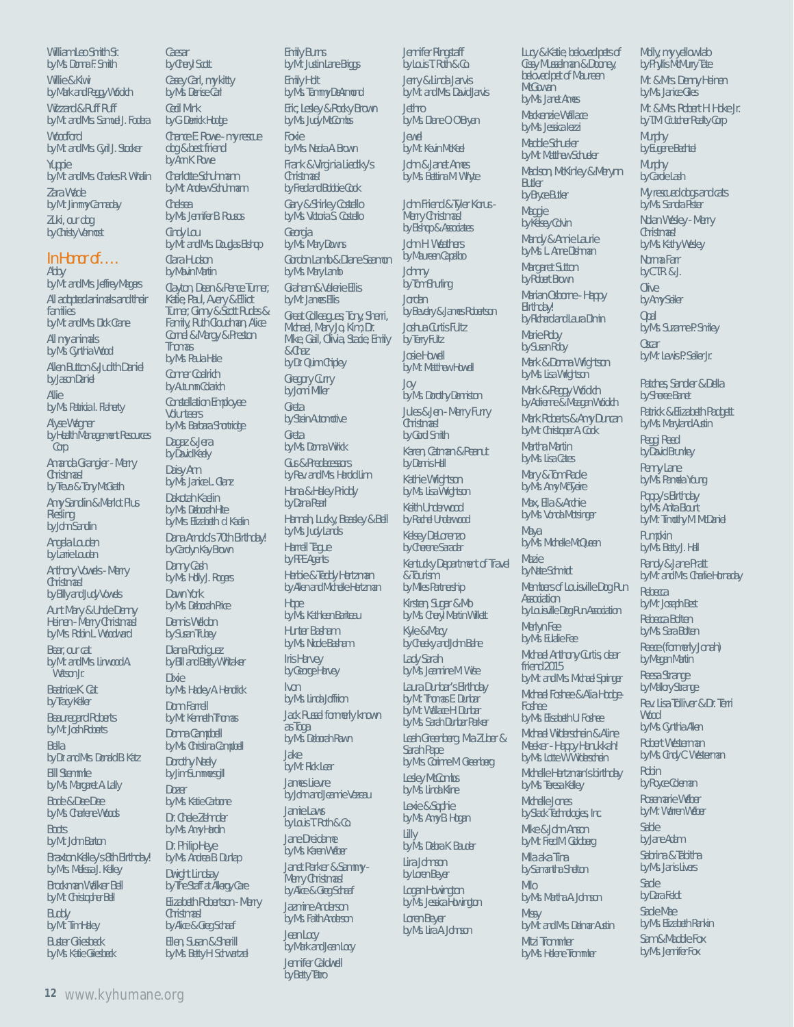William Leo Smith Sr.
by Ms. Donna F. Smith

Willie & Kiwi
by Mark and Peggy Wolcich

Wizzard & Ruff Ruff
by Mr. and Mrs. Samuel J. Fodera

Woodford
by Mr. and Mrs. Cyril J. Stocker

Yuppie
by Mr. and Mrs. Charles R. Whalin

Zara Wade
by Mr. Jimmy Carnaday

ZuKi, our dog
by Christy Vermost

## In Honor of….

Abby
by Mr. and Mrs. Jeffrey Magers

All adopted animals and their families
by Mr. and Mrs. Dick Crane

All my animals
by Ms. Cynthia Wood

Allen Button & Judith Daniel
by Jason Daniel

Allie
by Ms. Patricia L. Flaherty

Alyse Wagner
by Health Management Resources Corp.

Amanda Grangier - Merry Christmas!
by Treva & Tony McGrath

Amy Sandlin & Merlot Plus Riesling
by John Sandlin

Angela Louden
by Larrie Louden

Anthony Vowels - Merry Christmas!
by Billy and Judy Vowels

Aunt Mary & Uncle Denny Heinen - Merry Christmas!
by Mrs. Robin L. Woodward

Bear, our cat
by Mr. and Mrs. Linwood A. Watson Jr.

Beatrice K. Cat
by Tracy Keller

Beauregard Roberts
by Mr. Josh Roberts

Bella
by Dr. and Mrs. Donald B. Katz

Bill Stemmle
by Ms. Margaret A. Lally

Bode & Dee Dee
by Ms. Charlene Woods

Boots
by Mr. John Barton

Braxton Kelley's 8th Birthday!
by Mrs. Melissa J. Kelley

Brockman Walker Bell
by Mr. Christopher Bell

Buddy
by Mr. Tim Haley

Buster Griesbeck
by Ms. Katie Griesbeck

Caesar
by Cheryl Scott

Casey Carl, my kitty
by Ms. Denise Carl

Cecil Mink
by G Derrick Hodge

Chance E. Rowe - my rescue dog & best friend
by Ann K. Rowe

Charlotte Schuhmann
by Mr. Andrew Schuhmann

Chelsea
by Ms. Jennifer B. Rousos

Cindy Lou
by Mr. and Mrs. Douglas Bishop

Clara Hudson
by Mavin Martin

Clayton, Dean & Pence Turner, Katie, Paul, Avery & Elliott Turner, Ginny & Scott Rudes & Family, Ruth Clouchman, Alice Cornell & Margy & Preston Thomas
by Ms. Paula Hale

Conner Coalrich
by Autumn Coalrich

Constellation Employee Volunteers
by Ms. Barbara Shortridge

Dagaz & Jera
by David Keely

Daisy Ann
by Ms. Janice L. Glanz

Dakotah Kaelin
by Ms. Deborah Hite
by Ms. Elizabeth cl Kaelin

Dana Arnold's 70th Birthday!
by Carolyn Kay Brown

Danny Cash
by Ms. Holly J. Rogers

Dawn York
by Ms. Deborah Price

Dennis Weldon
by Susan Trubey

Diana Rodriguez
by Bill and Betty Whitaker

Dixie
by Ms. Hadley A. Hendrick

Donn Farrell
by Mr. Kenneth Thomas

Donna Campbell
by Ms. Christina Campbell

Dorothy Neely
by Jim Summersgill

Dozer
by Ms. Katie Carbone

Dr. Charle Zehnder
by Ms. Amy Hardin

Dr. Philip Heye
by Ms. Andrea B. Dunlap

Dwight Lindsay
by The Staff at Allergy Care

Elizabeth Robertson - Merry Christmas!
by Alice & Greg Schaaf

Ellen, Susan & Sherrill
by Ms. Betty H. Schwartzel

Emily Burns
by Mr. Justin Lane Briggs

Emily Holt
by Ms. Tammy DeArmond

Eric, Lesley & Rocky Brown
by Ms. Judy McCombs

Foxie
by Mrs. Neda A. Brown

Frank & Virginia Liedtky's Christmas!
by Fred and Bobbie Cook

Gary & Shirley Costello
by Ms. Victoria S. Costello

Georgia
by Ms. Mary Downs

Gordon Lamb & Diane Seamon
by Ms. Mary Lamb

Graham & Valerie Ellis
by Mr. James Ellis

Great Colleagues, Tony, Sherri, Michael, Mary Jo, Kim, Dr. Mike, Gail, Olivia, Stacie, Emily & Chaz
by Dr. Quinn Chipley

Gregory Curry
by Jonni Miller

Greta
by Stein Automotive

Greta
by Ms. Donna Wilrick

Gus & Predecessors
by Rev. and Mrs. Harold Lim

Hana & Haley Priddy
by Dana Pearl

Hannah, Lucky, Beasley & Bell
by Ms. Judy Lands

Harrell Tague
by RFE Agents

Herbie & Teddy Hertzman
by Allena and Michelle Hertzman

Hope
by Ms. Kathleen Bariteau

Hunter Basham
by Ms. Nicole Basham

Iris Harvey
by George Harvey

Ivon
by Ms. Linda Joffrion

Jack Russel formerly known as Toga
by Ms. Deborah Rawn

Jake
by Mr. Rick Lear

James Lievre
by John and Jeannie Vaseau

Jamie Laws
by Louis T. Roth & Co.

Jane Dreidame
by Ms. Karen Weber

Janet Parker & Sammy - Merry Christmas!
by Alice & Greg Schaaf

Jazmine Anderson
by Ms. Faith Anderson

Jean Locy
by Mark and Jean Locy

Jennifer Caldwell
by Betty Tetro

Jennifer Ringstaff
by Louis T. Roth & Co.

Jerry & Linda Jarvis
by Mr. and Mrs. David Jarvis

Jethro
by Ms. Diane O. O'Bryan

Jewel
by Mr. Kevin McKeel

John & Janet Ames
by Ms. Bettina M. Whyte

John Friend & Tyler Korus - Merry Christmas!
by Bishop & Associates

John H. Weathers
by Maureen Capalbo

Johnny
by Tom Shurling

Jordan
by Beverly & James Robertson

Joshua Curtis Fultz
by Terry Fultz

Josie Howell
by Mr. Matthew Howell

Joy
by Ms. Dorothy Denniston

Jules & Jen - Merry Furry Christmas!
by Carol Smith

Karen, Catman & Peanut
by Dennis Hall

Kathie Wrightson
by Ms. Lisa Wrightson

Keith Underwood
by Rachel Underwood

Kelsey DeLorenzo
by Cherene Saradar

Kentucky Department of Travel & Tourism
by Miles Partnership

Kirsten, Sugar & Mo
by Ms. Cheryl Martin Willett

Kyle & Macy
by Cheeky and John Bahe

Lady Sarah
by Ms. Jeannine M. Wise

Laura Dunbar's Birthday
by Mr. Thomas E. Dunbar
by Mr. Wallace H. Dunbar
by Ms. Sarah Dunbar Parker

Leah Greenberg, Mia Zuber & Sarah Pape
by Ms. Corinne M. Greenberg

Lesley McCombs
by Ms. Linda Kline

Lexie & Sophie
by Ms. Amy B. Hogan

Lilly
by Ms. Debra K. Bauder

Lira Johnson
by Loren Beyer

Logan Hovington
by Ms. Jessica Hovington

Loren Beyer
by Ms. Lira A. Johnson

Lucy & Katie, beloved pets of Cissy Musselman & Dooney, beloved pet of Maureen McGowen
by Ms. Janet Ames

Mackenzie Wallace
by Ms. Jessica Iezzi

Maddie Schueler
by Mr. Matthew Schueler

Madison, McKinley & Meryn Butler
by Bryce Butler

Maggie
by Kelsey Colvin

Mandy & Annie Laurie
by Ms. L. Anne Dishman

Margaret Sutton
by Robert Brown

Marian Osborne - Happy Birthday!
by Richard and Laura Dimin

Marie Roby
by Susan Roby

Mark & Donna Wrightson
by Ms. Lisa Wrightson

Mark & Peggy Wolcich
by Adrienne & Meagan Wolcich

Mark Roberts & Amy Duncan
by Mr. Christopher A. Cook

Martha Martin
by Ms. Lisa Gates

Mary & Tom Rade
by Ms. Amy McTyeire

Max, Ella & Archie
by Ms. Vonda Motsinger

Maya
by Ms. Michelle McQueen

Mazie
by Nate Schmidt

Members of Louisville Dog Run Association
by Louisville Dog Run Association

Merlyn Fee
by Ms. Eulalie Fee

Michael Anthony Curtis, dear friend 2015
by Mr. and Mrs. Michael Springer

Michael Foshee & Alia Hodge-Foshee
by Ms. Elisabeth U. Foshee

Michael Widerschein & Aline Meeker - Happy Hanukkah!
by Ms. Lottie W. Widerschein

Michelle Hertzman's birthday
by Ms. Teresa Kelley

Michelle Jones
by Slack Technologies, Inc.

Mike & John Anson
by Mr. Fred M. Goldberg

Mila aka Tima
by Samantha Shelton

Milo
by Ms. Martha A. Johnson

Missy
by Mr. and Mrs. Delmar Austin

Mitzi Trommler
by Ms. Helene Trommler

Molly, my yellow lab
by Phyllis McMurry Tate

Mr. & Mrs. Denny Heinen
by Ms. Janice Giles

Mr. & Mrs. Robert H. Hoke Jr.
by T.M. Crutcher Realty Corp.

Murphy
by Eugene Bechtel

Murphy
by Carole Lash

My rescued dogs and cats
by Ms. Sandra Pfister

Nolan Wesley - Merry Christmas!
by Ms. Kathy Wesley

Norma Farr
by CTR & J.

Olive
by Amy Seiler

Opal
by Ms. Suzanne P. Smiley

Oscar
by Mr. Lewis P. Seiler Jr.

Patches, Sandler & Della
by Sheree Barret

Patrick & Elizabeth Padgett
by Ms. Maryland Austin

Peggi Reed
by David Brumley

Penny Lane
by Ms. Pamela Young

Poppy's Birthday
by Ms. Anita Blount
by Mr. Timothy M. McDaniel

Pumpkin
by Ms. Betty J. Hall

Randy & Jane Pratt
by Mr. and Mrs. Charlie Hornaday

Rebecca
by Mr. Joseph Best

Rebecca Bolten
by Ms. Sara Bolten

Reece (formerly Jonah)
by Megan Martin

Reesa Strange
by Mallory Strange

Rev. Lisa Tolliver & Dr. Terri Wood
by Ms. Cynthia Allen

Robert Westerman
by Ms. Cindy C. Westerman

Robin
by Royce Coleman

Rosemarie Weber
by Mr. Warren Weber

Sadie
by Jane Adam

Sabrina & Tabitha
by Ms. Janis Livers

Sadie
by Dara Feldt

Sadie Mae
by Ms. Elizabeth Rankin

Sam & Maddie Fox
by Ms. Jennifer Fox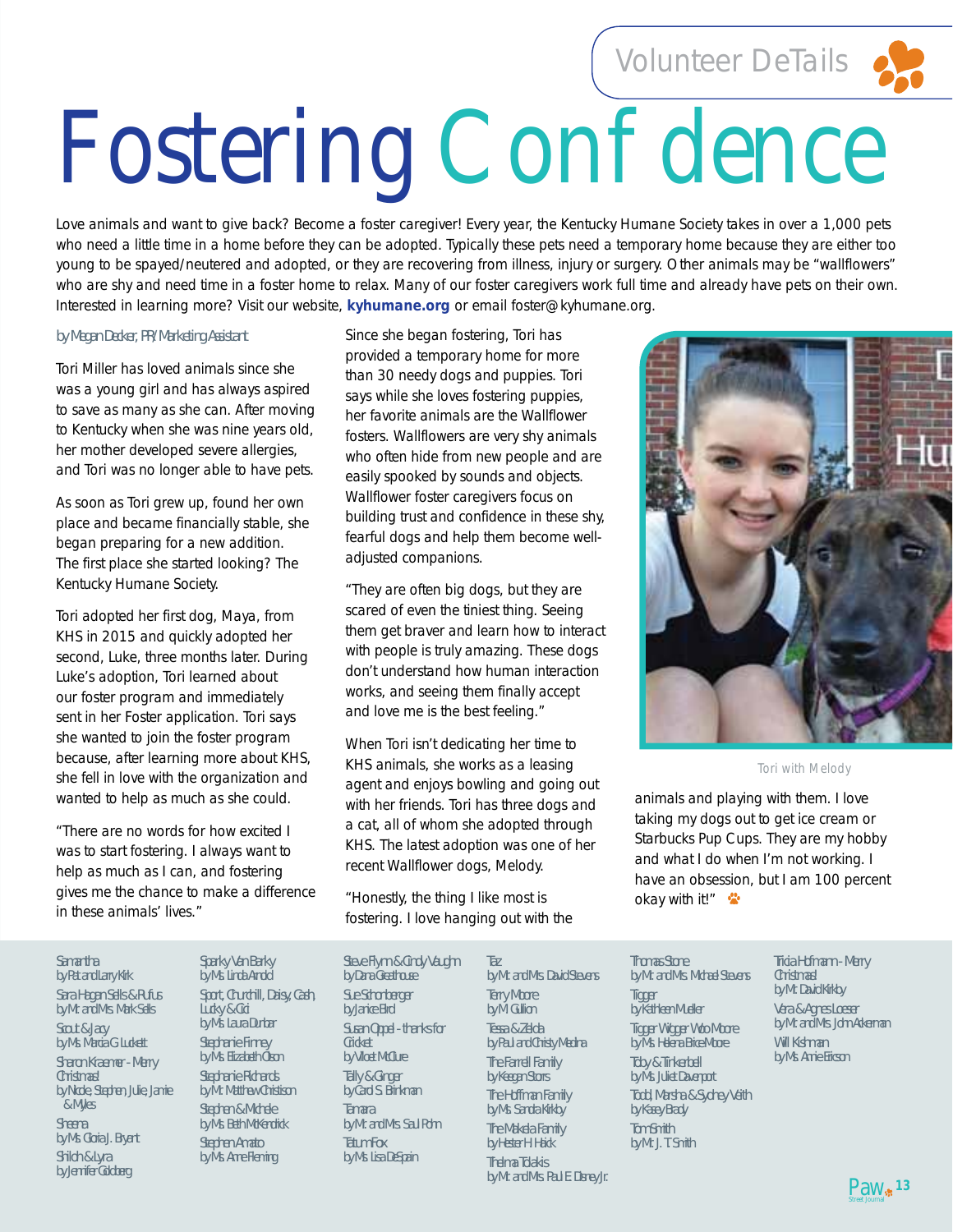Volunteer DeTails

# Fostering Confidence

Love animals and want to give back? Become a foster caregiver! Every year, the Kentucky Humane Society takes in over a 1,000 pets who need a little time in a home before they can be adopted. Typically these pets need a temporary home because they are either too young to be spayed/neutered and adopted, or they are recovering from illness, injury or surgery. Other animals may be "wallflowers" who are shy and need time in a foster home to relax. Many of our foster caregivers work full time and already have pets on their own. Interested in learning more? Visit our website, **kyhumane.org** or email foster@kyhumane.org.

*by Megan Decker, PR/Marketing Assistant*

Tori Miller has loved animals since she was a young girl and has always aspired to save as many as she can. After moving to Kentucky when she was nine years old, her mother developed severe allergies, and Tori was no longer able to have pets.

As soon as Tori grew up, found her own place and became financially stable, she began preparing for a new addition. The first place she started looking? The Kentucky Humane Society.

Tori adopted her first dog, Maya, from KHS in 2015 and quickly adopted her second, Luke, three months later. During Luke's adoption, Tori learned about our foster program and immediately sent in her Foster application. Tori says she wanted to join the foster program because, after learning more about KHS, she fell in love with the organization and wanted to help as much as she could.

"There are no words for how excited I was to start fostering. I always want to help as much as I can, and fostering gives me the chance to make a difference in these animals' lives."

Since she began fostering, Tori has provided a temporary home for more than 30 needy dogs and puppies. Tori says while she loves fostering puppies, her favorite animals are the Wallflower fosters. Wallflowers are very shy animals who often hide from new people and are easily spooked by sounds and objects. Wallflower foster caregivers focus on building trust and confidence in these shy, fearful dogs and help them become well-adjusted companions.

"They are often big dogs, but they are scared of even the tiniest thing. Seeing them get braver and learn how to interact with people is truly amazing. These dogs don't understand how human interaction works, and seeing them finally accept and love me is the best feeling."

When Tori isn't dedicating her time to KHS animals, she works as a leasing agent and enjoys bowling and going out with her friends. Tori has three dogs and a cat, all of whom she adopted through KHS. The latest adoption was one of her recent Wallflower dogs, Melody.

"Honestly, the thing I like most is fostering. I love hanging out with the animals and playing with them. I love taking my dogs out to get ice cream or Starbucks Pup Cups. They are my hobby and what I do when I'm not working. I have an obsession, but I am 100 percent okay with it!"

Tori with Melody

Samantha
by Pat and Larry Kirk

Sara Hagen Sells & Rufus
by Mr. and Mrs. Mark Sells

Scout & Jazy
by Ms. Marcia G Luckett

Sharon Kraemer - Merry Christmas!
by Nicole, Stephen, Julie, Jamie & Myles

Sheena
by Ms. Gloria J. Bryant

Shiloh & Lyra
by Jennifer Goldberg

Sparky Van Barky
by Ms. Linda Arnold

Sport, Churchill, Daisy, Cash, Lucky & Gigi
by Ms. Laura Dunbar

Stephanie Finney
by Ms. Elizabeth Olson

Stephanie Richards
by Mr. Matthew Christison

Stephen & Michele
by Ms. Beth McKendrick

Stephen Amato
by Ms. Anne Fleming

Steve Flynn & Cindy Vaughn
by Dana Greathouse

Sue Schonberger
by Janice Bird

Susan Oppel - thanks for Cricket
by Violet McClure

Tally & Ginger
by Carol S. Birkman

Tamara
by Mr. and Mrs. Saul Rohn

Tatum Fox
by Ms. Lisa DeSpain

Taz
by Mr. and Mrs. David Stevens

Terry Moore
by M Gullion

Tessa & Zelda
by Paul and Christy Medina

The Farrell Family
by Keegan Stoss

The Hoffman Family
by Ms. Sandra Kirkby

The Makela Family
by Hester H Hsick

Thelma Tolakis
by Mr. and Mrs. Paul E. Disney Jr.

Thomas Stone
by Mr. and Mrs. Michael Stevens

Tigger
by Kathleen Mueller

Tigger Wigger Woo Moore
by Ms. Helena Brice Moore

Toby & Tinkerbell
by Ms. Juliet Davenport

Todd, Marsha & Sydney Veith
by Kasey Brady

Tom Smith
by Mr. J. T. Smith

Tricia Hofmann - Merry Christmas!
by Mr. David Kirkby

Vera & Agnes Loeser
by Mr. and Mrs. John Ackerman

Will Kishman
by Ms. Annie Erikson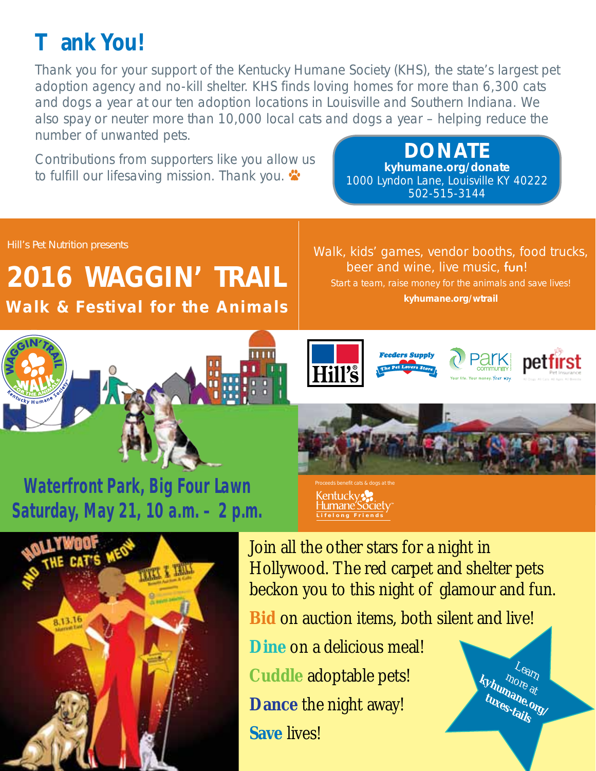# T ank You!

Thank you for your support of the Kentucky Humane Society (KHS), the state's largest pet adoption agency and no-kill shelter. KHS finds loving homes for more than 6,300 cats and dogs a year at our ten adoption locations in Louisville and Southern Indiana. We also spay or neuter more than 10,000 local cats and dogs a year – helping reduce the number of unwanted pets.

Contributions from supporters like you allow us to fulfill our lifesaving mission. Thank you.

**DONATE**
**kyhumane.org/donate**
1000 Lyndon Lane, Louisville KY 40222
502-515-3144

Hill's Pet Nutrition presents

# 2016 WAGGIN' TRAIL

**Walk & Festival for the Animals**

Walk, kids' games, vendor booths, food trucks, beer and wine, live music, fun!

Start a team, raise money for the animals and save lives!

**kyhumane.org/wtrail**

**Waterfront Park, Big Four Lawn**
**Saturday, May 21, 10 a.m. – 2 p.m.**

Proceeds benefit cats & dogs at the Kentucky Humane Society

Join all the other stars for a night in Hollywood. The red carpet and shelter pets beckon you to this night of glamour and fun.

**Bid** on auction items, both silent and live!

**Dine** on a delicious meal!

**Cuddle** adoptable pets!

**Dance** the night away!

**Save** lives!

Learn more at **kyhumane.org/tuxes-tails**